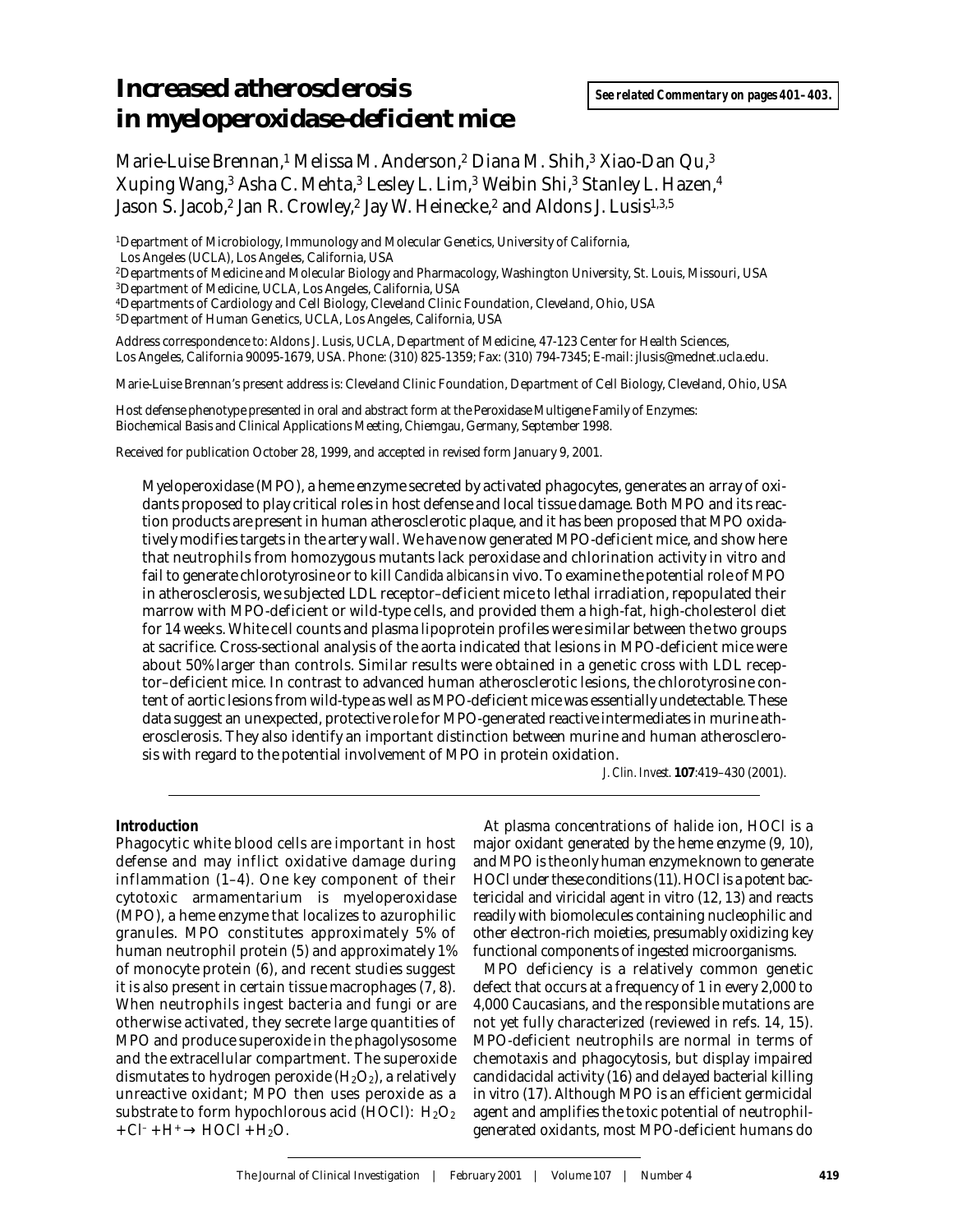# Increased atherosclerosis in myeloperoxidase-deficient mice

**See related Commentary on pages 401–403.**

Marie-Luise Brennan,[1] Melissa M. Anderson,[2] Diana M. Shih,[3] Xiao-Dan Qu,[3] Xuping Wang,[3] Asha C. Mehta,[3] Lesley L. Lim,[3] Weibin Shi,[3] Stanley L. Hazen,[4] Jason S. Jacob,[2] Jan R. Crowley,[2] Jay W. Heinecke,[2] and Aldons J. Lusis[1,3,5]

[1]Department of Microbiology, Immunology and Molecular Genetics, University of California, Los Angeles (UCLA), Los Angeles, California, USA
[2]Departments of Medicine and Molecular Biology and Pharmacology, Washington University, St. Louis, Missouri, USA
[3]Department of Medicine, UCLA, Los Angeles, California, USA
[4]Departments of Cardiology and Cell Biology, Cleveland Clinic Foundation, Cleveland, Ohio, USA
[5]Department of Human Genetics, UCLA, Los Angeles, California, USA

Address correspondence to: Aldons J. Lusis, UCLA, Department of Medicine, 47-123 Center for Health Sciences, Los Angeles, California 90095-1679, USA. Phone: (310) 825-1359; Fax: (310) 794-7345; E-mail: jlusis@mednet.ucla.edu.

Marie-Luise Brennan's present address is: Cleveland Clinic Foundation, Department of Cell Biology, Cleveland, Ohio, USA

Host defense phenotype presented in oral and abstract form at the Peroxidase Multigene Family of Enzymes: Biochemical Basis and Clinical Applications Meeting, Chiemgau, Germany, September 1998.

Received for publication October 28, 1999, and accepted in revised form January 9, 2001.

Myeloperoxidase (MPO), a heme enzyme secreted by activated phagocytes, generates an array of oxidants proposed to play critical roles in host defense and local tissue damage. Both MPO and its reaction products are present in human atherosclerotic plaque, and it has been proposed that MPO oxidatively modifies targets in the artery wall. We have now generated MPO-deficient mice, and show here that neutrophils from homozygous mutants lack peroxidase and chlorination activity in vitro and fail to generate chlorotyrosine or to kill *Candida albicans* in vivo. To examine the potential role of MPO in atherosclerosis, we subjected LDL receptor–deficient mice to lethal irradiation, repopulated their marrow with MPO-deficient or wild-type cells, and provided them a high-fat, high-cholesterol diet for 14 weeks. White cell counts and plasma lipoprotein profiles were similar between the two groups at sacrifice. Cross-sectional analysis of the aorta indicated that lesions in MPO-deficient mice were about 50% larger than controls. Similar results were obtained in a genetic cross with LDL receptor–deficient mice. In contrast to advanced human atherosclerotic lesions, the chlorotyrosine content of aortic lesions from wild-type as well as MPO-deficient mice was essentially undetectable. These data suggest an unexpected, protective role for MPO-generated reactive intermediates in murine atherosclerosis. They also identify an important distinction between murine and human atherosclerosis with regard to the potential involvement of MPO in protein oxidation.

*J. Clin. Invest.* **107**:419–430 (2001).

## Introduction

Phagocytic white blood cells are important in host defense and may inflict oxidative damage during inflammation (1–4). One key component of their cytotoxic armamentarium is myeloperoxidase (MPO), a heme enzyme that localizes to azurophilic granules. MPO constitutes approximately 5% of human neutrophil protein (5) and approximately 1% of monocyte protein (6), and recent studies suggest it is also present in certain tissue macrophages (7, 8). When neutrophils ingest bacteria and fungi or are otherwise activated, they secrete large quantities of MPO and produce superoxide in the phagolysosome and the extracellular compartment. The superoxide dismutates to hydrogen peroxide ($H_2O_2$), a relatively unreactive oxidant; MPO then uses peroxide as a substrate to form hypochlorous acid (HOCl): $H_2O_2 + Cl^- + H^+ \rightarrow HOCl + H_2O$.

At plasma concentrations of halide ion, HOCl is a major oxidant generated by the heme enzyme (9, 10), and MPO is the only human enzyme known to generate HOCl under these conditions (11). HOCl is a potent bactericidal and viricidal agent in vitro (12, 13) and reacts readily with biomolecules containing nucleophilic and other electron-rich moieties, presumably oxidizing key functional components of ingested microorganisms.

MPO deficiency is a relatively common genetic defect that occurs at a frequency of 1 in every 2,000 to 4,000 Caucasians, and the responsible mutations are not yet fully characterized (reviewed in refs. 14, 15). MPO-deficient neutrophils are normal in terms of chemotaxis and phagocytosis, but display impaired candidacidal activity (16) and delayed bacterial killing in vitro (17). Although MPO is an efficient germicidal agent and amplifies the toxic potential of neutrophil-generated oxidants, most MPO-deficient humans do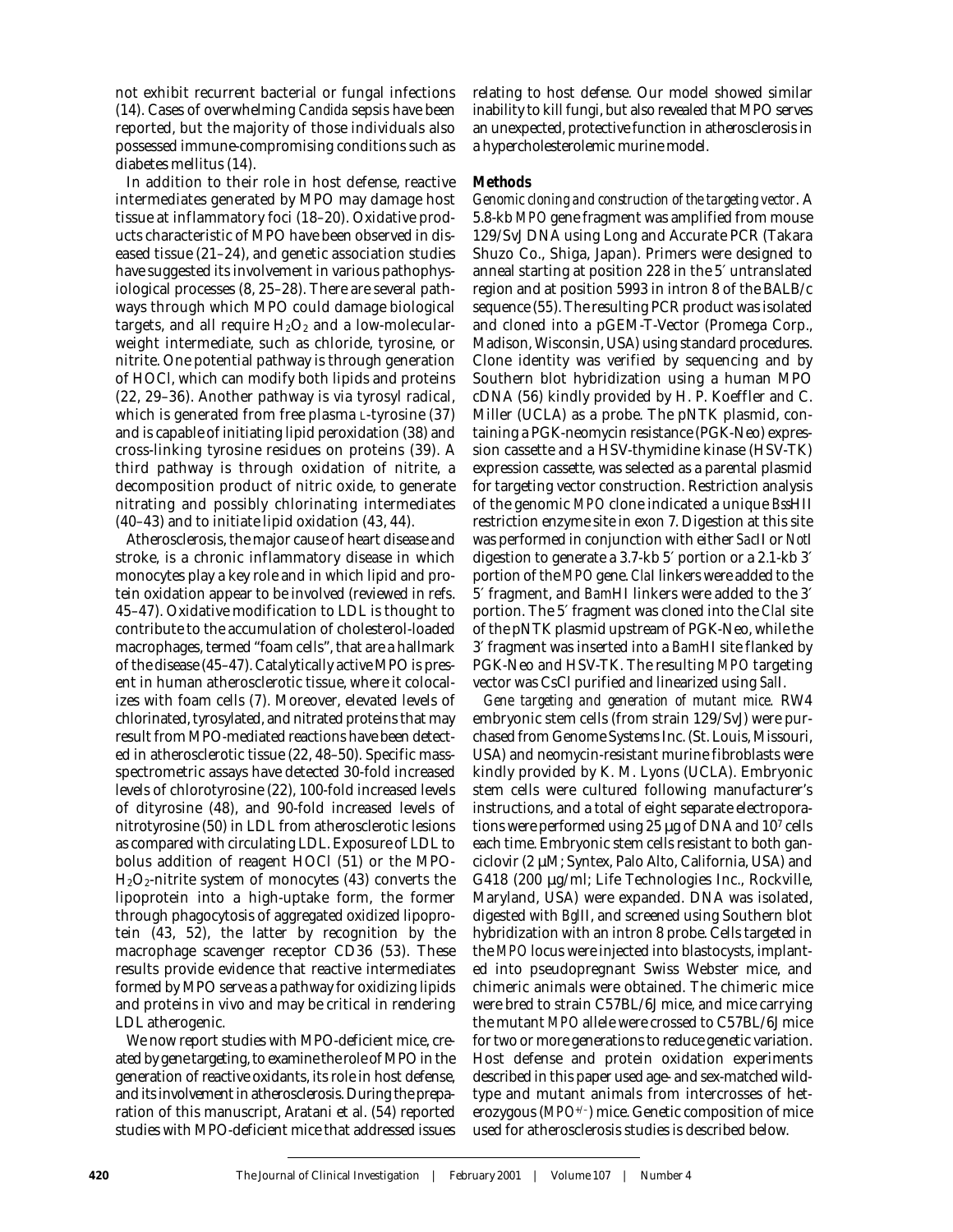not exhibit recurrent bacterial or fungal infections (14). Cases of overwhelming *Candida* sepsis have been reported, but the majority of those individuals also possessed immune-compromising conditions such as diabetes mellitus (14).

In addition to their role in host defense, reactive intermediates generated by MPO may damage host tissue at inflammatory foci (18–20). Oxidative products characteristic of MPO have been observed in diseased tissue (21–24), and genetic association studies have suggested its involvement in various pathophysiological processes (8, 25–28). There are several pathways through which MPO could damage biological targets, and all require $H_2O_2$ and a low-molecular-weight intermediate, such as chloride, tyrosine, or nitrite. One potential pathway is through generation of HOCl, which can modify both lipids and proteins (22, 29–36). Another pathway is via tyrosyl radical, which is generated from free plasma L-tyrosine (37) and is capable of initiating lipid peroxidation (38) and cross-linking tyrosine residues on proteins (39). A third pathway is through oxidation of nitrite, a decomposition product of nitric oxide, to generate nitrating and possibly chlorinating intermediates (40–43) and to initiate lipid oxidation (43, 44).

Atherosclerosis, the major cause of heart disease and stroke, is a chronic inflammatory disease in which monocytes play a key role and in which lipid and protein oxidation appear to be involved (reviewed in refs. 45–47). Oxidative modification to LDL is thought to contribute to the accumulation of cholesterol-loaded macrophages, termed "foam cells", that are a hallmark of the disease (45–47). Catalytically active MPO is present in human atherosclerotic tissue, where it colocalizes with foam cells (7). Moreover, elevated levels of chlorinated, tyrosylated, and nitrated proteins that may result from MPO-mediated reactions have been detected in atherosclerotic tissue (22, 48–50). Specific mass-spectrometric assays have detected 30-fold increased levels of chlorotyrosine (22), 100-fold increased levels of dityrosine (48), and 90-fold increased levels of nitrotyrosine (50) in LDL from atherosclerotic lesions as compared with circulating LDL. Exposure of LDL to bolus addition of reagent HOCl (51) or the MPO-$H_2O_2$-nitrite system of monocytes (43) converts the lipoprotein into a high-uptake form, the former through phagocytosis of aggregated oxidized lipoprotein (43, 52), the latter by recognition by the macrophage scavenger receptor CD36 (53). These results provide evidence that reactive intermediates formed by MPO serve as a pathway for oxidizing lipids and proteins in vivo and may be critical in rendering LDL atherogenic.

We now report studies with MPO-deficient mice, created by gene targeting, to examine the role of MPO in the generation of reactive oxidants, its role in host defense, and its involvement in atherosclerosis. During the preparation of this manuscript, Aratani et al. (54) reported studies with MPO-deficient mice that addressed issues relating to host defense. Our model showed similar inability to kill fungi, but also revealed that MPO serves an unexpected, protective function in atherosclerosis in a hypercholesterolemic murine model.

## Methods

*Genomic cloning and construction of the targeting vector*. A 5.8-kb *MPO* gene fragment was amplified from mouse 129/SvJ DNA using Long and Accurate PCR (Takara Shuzo Co., Shiga, Japan). Primers were designed to anneal starting at position 228 in the 5′ untranslated region and at position 5993 in intron 8 of the BALB/c sequence (55). The resulting PCR product was isolated and cloned into a pGEM-T-Vector (Promega Corp., Madison, Wisconsin, USA) using standard procedures. Clone identity was verified by sequencing and by Southern blot hybridization using a human MPO cDNA (56) kindly provided by H. P. Koeffler and C. Miller (UCLA) as a probe. The pNTK plasmid, containing a PGK-neomycin resistance (PGK-Neo) expression cassette and a HSV-thymidine kinase (HSV-TK) expression cassette, was selected as a parental plasmid for targeting vector construction. Restriction analysis of the genomic *MPO* clone indicated a unique *Bss*HII restriction enzyme site in exon 7. Digestion at this site was performed in conjunction with either *Sac*II or *Not*I digestion to generate a 3.7-kb 5′ portion or a 2.1-kb 3′ portion of the *MPO* gene. *Cla*I linkers were added to the 5′ fragment, and *Bam*HI linkers were added to the 3′ portion. The 5′ fragment was cloned into the *Cla*I site of the pNTK plasmid upstream of PGK-Neo, while the 3′ fragment was inserted into a *Bam*HI site flanked by PGK-Neo and HSV-TK. The resulting *MPO* targeting vector was CsCl purified and linearized using *Sal*I.

*Gene targeting and generation of mutant mice*. RW4 embryonic stem cells (from strain 129/SvJ) were purchased from Genome Systems Inc. (St. Louis, Missouri, USA) and neomycin-resistant murine fibroblasts were kindly provided by K. M. Lyons (UCLA). Embryonic stem cells were cultured following manufacturer's instructions, and a total of eight separate electroporations were performed using 25 μg of DNA and $10^7$ cells each time. Embryonic stem cells resistant to both ganciclovir (2 μM; Syntex, Palo Alto, California, USA) and G418 (200 μg/ml; Life Technologies Inc., Rockville, Maryland, USA) were expanded. DNA was isolated, digested with *Bgl*II, and screened using Southern blot hybridization with an intron 8 probe. Cells targeted in the *MPO* locus were injected into blastocysts, implanted into pseudopregnant Swiss Webster mice, and chimeric animals were obtained. The chimeric mice were bred to strain C57BL/6J mice, and mice carrying the mutant *MPO* allele were crossed to C57BL/6J mice for two or more generations to reduce genetic variation. Host defense and protein oxidation experiments described in this paper used age- and sex-matched wild-type and mutant animals from intercrosses of heterozygous ($MPO^{+/-}$) mice. Genetic composition of mice used for atherosclerosis studies is described below.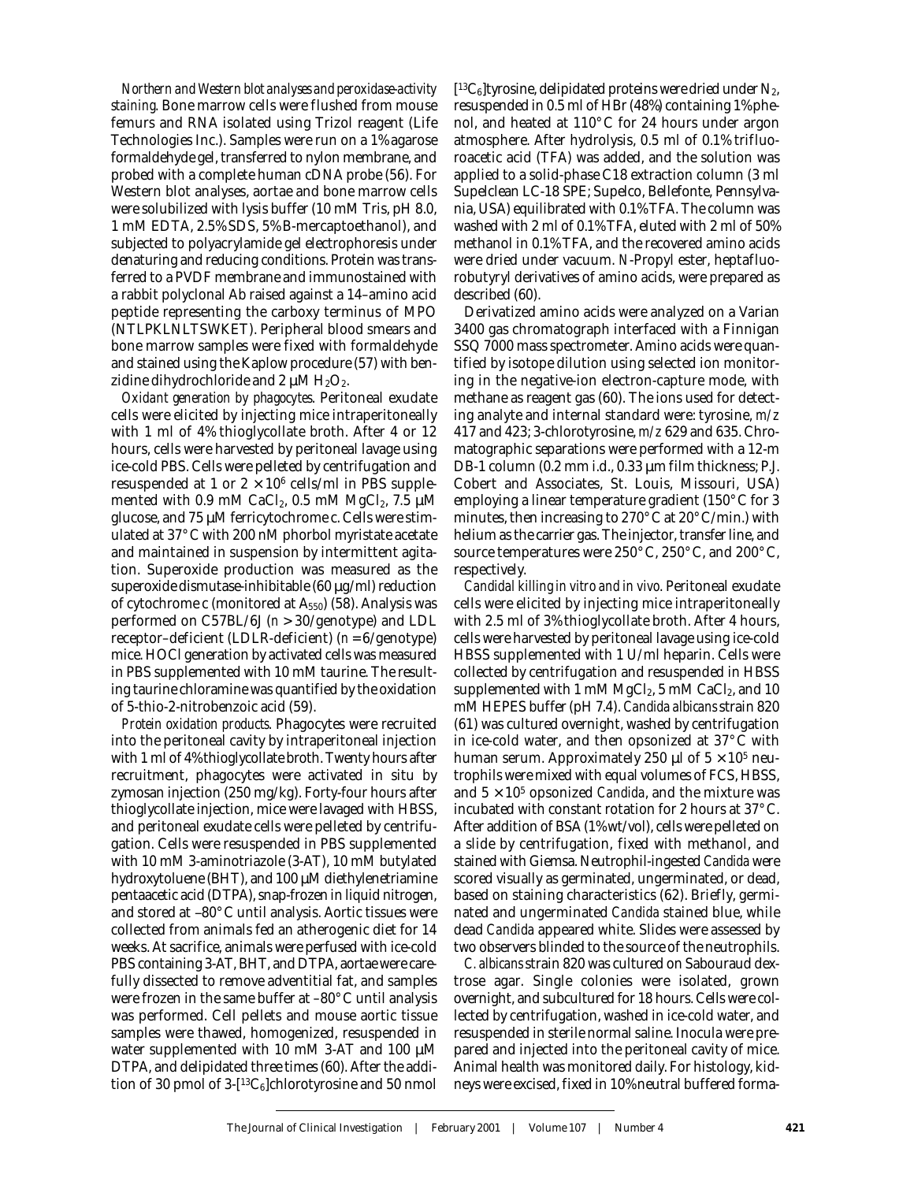*Northern and Western blot analyses and peroxidase-activity staining*. Bone marrow cells were flushed from mouse femurs and RNA isolated using Trizol reagent (Life Technologies Inc.). Samples were run on a 1% agarose formaldehyde gel, transferred to nylon membrane, and probed with a complete human cDNA probe (56). For Western blot analyses, aortae and bone marrow cells were solubilized with lysis buffer (10 mM Tris, pH 8.0, 1 mM EDTA, 2.5% SDS, 5% B-mercaptoethanol), and subjected to polyacrylamide gel electrophoresis under denaturing and reducing conditions. Protein was transferred to a PVDF membrane and immunostained with a rabbit polyclonal Ab raised against a 14–amino acid peptide representing the carboxy terminus of MPO (NTLPKLNLTSWKET). Peripheral blood smears and bone marrow samples were fixed with formaldehyde and stained using the Kaplow procedure (57) with benzidine dihydrochloride and 2 μM $H_2O_2$.

*Oxidant generation by phagocytes*. Peritoneal exudate cells were elicited by injecting mice intraperitoneally with 1 ml of 4% thioglycollate broth. After 4 or 12 hours, cells were harvested by peritoneal lavage using ice-cold PBS. Cells were pelleted by centrifugation and resuspended at 1 or $2 \times 10^6$ cells/ml in PBS supplemented with 0.9 mM $CaCl_2$, 0.5 mM $MgCl_2$, 7.5 μM glucose, and 75 μM ferricytochrome c. Cells were stimulated at 37°C with 200 nM phorbol myristate acetate and maintained in suspension by intermittent agitation. Superoxide production was measured as the superoxide dismutase-inhibitable (60 μg/ml) reduction of cytochrome c (monitored at $A_{550}$) (58). Analysis was performed on C57BL/6J ($n > 30$/genotype) and LDL receptor–deficient (LDLR-deficient) ($n = 6$/genotype) mice. HOCl generation by activated cells was measured in PBS supplemented with 10 mM taurine. The resulting taurine chloramine was quantified by the oxidation of 5-thio-2-nitrobenzoic acid (59).

*Protein oxidation products*. Phagocytes were recruited into the peritoneal cavity by intraperitoneal injection with 1 ml of 4% thioglycollate broth. Twenty hours after recruitment, phagocytes were activated in situ by zymosan injection (250 mg/kg). Forty-four hours after thioglycollate injection, mice were lavaged with HBSS, and peritoneal exudate cells were pelleted by centrifugation. Cells were resuspended in PBS supplemented with 10 mM 3-aminotriazole (3-AT), 10 mM butylated hydroxytoluene (BHT), and 100 μM diethylenetriamine pentaacetic acid (DTPA), snap-frozen in liquid nitrogen, and stored at –80°C until analysis. Aortic tissues were collected from animals fed an atherogenic diet for 14 weeks. At sacrifice, animals were perfused with ice-cold PBS containing 3-AT, BHT, and DTPA, aortae were carefully dissected to remove adventitial fat, and samples were frozen in the same buffer at –80°C until analysis was performed. Cell pellets and mouse aortic tissue samples were thawed, homogenized, resuspended in water supplemented with 10 mM 3-AT and 100 μM DTPA, and delipidated three times (60). After the addition of 30 pmol of 3-[$^{13}C_6$]chlorotyrosine and 50 nmol [$^{13}C_6$]tyrosine, delipidated proteins were dried under $N_2$, resuspended in 0.5 ml of HBr (48%) containing 1% phenol, and heated at 110°C for 24 hours under argon atmosphere. After hydrolysis, 0.5 ml of 0.1% trifluoroacetic acid (TFA) was added, and the solution was applied to a solid-phase C18 extraction column (3 ml Supelclean LC-18 SPE; Supelco, Bellefonte, Pennsylvania, USA) equilibrated with 0.1% TFA. The column was washed with 2 ml of 0.1% TFA, eluted with 2 ml of 50% methanol in 0.1% TFA, and the recovered amino acids were dried under vacuum. *N*-Propyl ester, heptafluorobutyryl derivatives of amino acids, were prepared as described (60).

Derivatized amino acids were analyzed on a Varian 3400 gas chromatograph interfaced with a Finnigan SSQ 7000 mass spectrometer. Amino acids were quantified by isotope dilution using selected ion monitoring in the negative-ion electron-capture mode, with methane as reagent gas (60). The ions used for detecting analyte and internal standard were: tyrosine, *m/z* 417 and 423; 3-chlorotyrosine, *m/z* 629 and 635. Chromatographic separations were performed with a 12-m DB-1 column (0.2 mm i.d., 0.33 μm film thickness; P.J. Cobert and Associates, St. Louis, Missouri, USA) employing a linear temperature gradient (150°C for 3 minutes, then increasing to 270°C at 20°C/min.) with helium as the carrier gas. The injector, transfer line, and source temperatures were 250°C, 250°C, and 200°C, respectively.

*Candidal killing in vitro and in vivo*. Peritoneal exudate cells were elicited by injecting mice intraperitoneally with 2.5 ml of 3% thioglycollate broth. After 4 hours, cells were harvested by peritoneal lavage using ice-cold HBSS supplemented with 1 U/ml heparin. Cells were collected by centrifugation and resuspended in HBSS supplemented with 1 mM $MgCl_2$, 5 mM $CaCl_2$, and 10 mM HEPES buffer (pH 7.4). *Candida albicans* strain 820 (61) was cultured overnight, washed by centrifugation in ice-cold water, and then opsonized at 37°C with human serum. Approximately 250 μl of $5 \times 10^5$ neutrophils were mixed with equal volumes of FCS, HBSS, and $5 \times 10^5$ opsonized *Candida*, and the mixture was incubated with constant rotation for 2 hours at 37°C. After addition of BSA (1% wt/vol), cells were pelleted on a slide by centrifugation, fixed with methanol, and stained with Giemsa. Neutrophil-ingested *Candida* were scored visually as germinated, ungerminated, or dead, based on staining characteristics (62). Briefly, germinated and ungerminated *Candida* stained blue, while dead *Candida* appeared white. Slides were assessed by two observers blinded to the source of the neutrophils.

*C. albicans* strain 820 was cultured on Sabouraud dextrose agar. Single colonies were isolated, grown overnight, and subcultured for 18 hours. Cells were collected by centrifugation, washed in ice-cold water, and resuspended in sterile normal saline. Inocula were prepared and injected into the peritoneal cavity of mice. Animal health was monitored daily. For histology, kidneys were excised, fixed in 10% neutral buffered forma-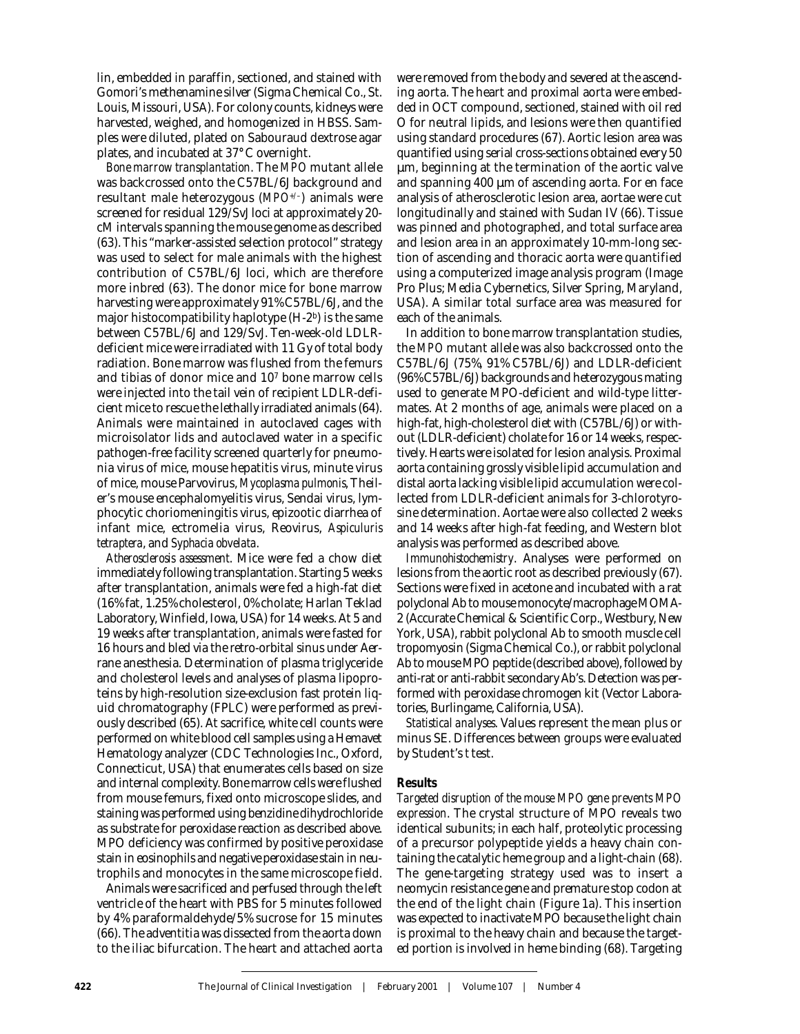lin, embedded in paraffin, sectioned, and stained with Gomori's methenamine silver (Sigma Chemical Co., St. Louis, Missouri, USA). For colony counts, kidneys were harvested, weighed, and homogenized in HBSS. Samples were diluted, plated on Sabouraud dextrose agar plates, and incubated at 37°C overnight.

*Bone marrow transplantation*. The *MPO* mutant allele was backcrossed onto the C57BL/6J background and resultant male heterozygous ($MPO^{+/-}$) animals were screened for residual 129/SvJ loci at approximately 20-cM intervals spanning the mouse genome as described (63). This "marker-assisted selection protocol" strategy was used to select for male animals with the highest contribution of C57BL/6J loci, which are therefore more inbred (63). The donor mice for bone marrow harvesting were approximately 91% C57BL/6J, and the major histocompatibility haplotype (H-$2^b$) is the same between C57BL/6J and 129/SvJ. Ten-week-old LDLR-deficient mice were irradiated with 11 Gy of total body radiation. Bone marrow was flushed from the femurs and tibias of donor mice and $10^7$ bone marrow cells were injected into the tail vein of recipient LDLR-deficient mice to rescue the lethally irradiated animals (64). Animals were maintained in autoclaved cages with microisolator lids and autoclaved water in a specific pathogen-free facility screened quarterly for pneumonia virus of mice, mouse hepatitis virus, minute virus of mice, mouse Parvovirus, *Mycoplasma pulmonis*, Theiler's mouse encephalomyelitis virus, Sendai virus, lymphocytic choriomeningitis virus, epizootic diarrhea of infant mice, ectromelia virus, Reovirus, *Aspiculuris tetraptera*, and *Syphacia obvelata*.

*Atherosclerosis assessment*. Mice were fed a chow diet immediately following transplantation. Starting 5 weeks after transplantation, animals were fed a high-fat diet (16% fat, 1.25% cholesterol, 0% cholate; Harlan Teklad Laboratory, Winfield, Iowa, USA) for 14 weeks. At 5 and 19 weeks after transplantation, animals were fasted for 16 hours and bled via the retro-orbital sinus under Aerrane anesthesia. Determination of plasma triglyceride and cholesterol levels and analyses of plasma lipoproteins by high-resolution size-exclusion fast protein liquid chromatography (FPLC) were performed as previously described (65). At sacrifice, white cell counts were performed on white blood cell samples using a Hemavet Hematology analyzer (CDC Technologies Inc., Oxford, Connecticut, USA) that enumerates cells based on size and internal complexity. Bone marrow cells were flushed from mouse femurs, fixed onto microscope slides, and staining was performed using benzidine dihydrochloride as substrate for peroxidase reaction as described above. MPO deficiency was confirmed by positive peroxidase stain in eosinophils and negative peroxidase stain in neutrophils and monocytes in the same microscope field.

Animals were sacrificed and perfused through the left ventricle of the heart with PBS for 5 minutes followed by 4% paraformaldehyde/5% sucrose for 15 minutes (66). The adventitia was dissected from the aorta down to the iliac bifurcation. The heart and attached aorta were removed from the body and severed at the ascending aorta. The heart and proximal aorta were embedded in OCT compound, sectioned, stained with oil red O for neutral lipids, and lesions were then quantified using standard procedures (67). Aortic lesion area was quantified using serial cross-sections obtained every 50 μm, beginning at the termination of the aortic valve and spanning 400 μm of ascending aorta. For en face analysis of atherosclerotic lesion area, aortae were cut longitudinally and stained with Sudan IV (66). Tissue was pinned and photographed, and total surface area and lesion area in an approximately 10-mm-long section of ascending and thoracic aorta were quantified using a computerized image analysis program (Image Pro Plus; Media Cybernetics, Silver Spring, Maryland, USA). A similar total surface area was measured for each of the animals.

In addition to bone marrow transplantation studies, the *MPO* mutant allele was also backcrossed onto the C57BL/6J (75%, 91% C57BL/6J) and LDLR-deficient (96% C57BL/6J) backgrounds and heterozygous mating used to generate MPO-deficient and wild-type littermates. At 2 months of age, animals were placed on a high-fat, high-cholesterol diet with (C57BL/6J) or without (LDLR-deficient) cholate for 16 or 14 weeks, respectively. Hearts were isolated for lesion analysis. Proximal aorta containing grossly visible lipid accumulation and distal aorta lacking visible lipid accumulation were collected from LDLR-deficient animals for 3-chlorotyrosine determination. Aortae were also collected 2 weeks and 14 weeks after high-fat feeding, and Western blot analysis was performed as described above.

*Immunohistochemistry*. Analyses were performed on lesions from the aortic root as described previously (67). Sections were fixed in acetone and incubated with a rat polyclonal Ab to mouse monocyte/macrophage MOMA-2 (Accurate Chemical & Scientific Corp., Westbury, New York, USA), rabbit polyclonal Ab to smooth muscle cell tropomyosin (Sigma Chemical Co.), or rabbit polyclonal Ab to mouse MPO peptide (described above), followed by anti-rat or anti-rabbit secondary Ab's. Detection was performed with peroxidase chromogen kit (Vector Laboratories, Burlingame, California, USA).

*Statistical analyses*. Values represent the mean plus or minus SE. Differences between groups were evaluated by Student's *t* test.

## Results

*Targeted disruption of the mouse MPO gene prevents MPO expression*. The crystal structure of MPO reveals two identical subunits; in each half, proteolytic processing of a precursor polypeptide yields a heavy chain containing the catalytic heme group and a light-chain (68). The gene-targeting strategy used was to insert a neomycin resistance gene and premature stop codon at the end of the light chain (Figure 1a). This insertion was expected to inactivate MPO because the light chain is proximal to the heavy chain and because the targeted portion is involved in heme binding (68). Targeting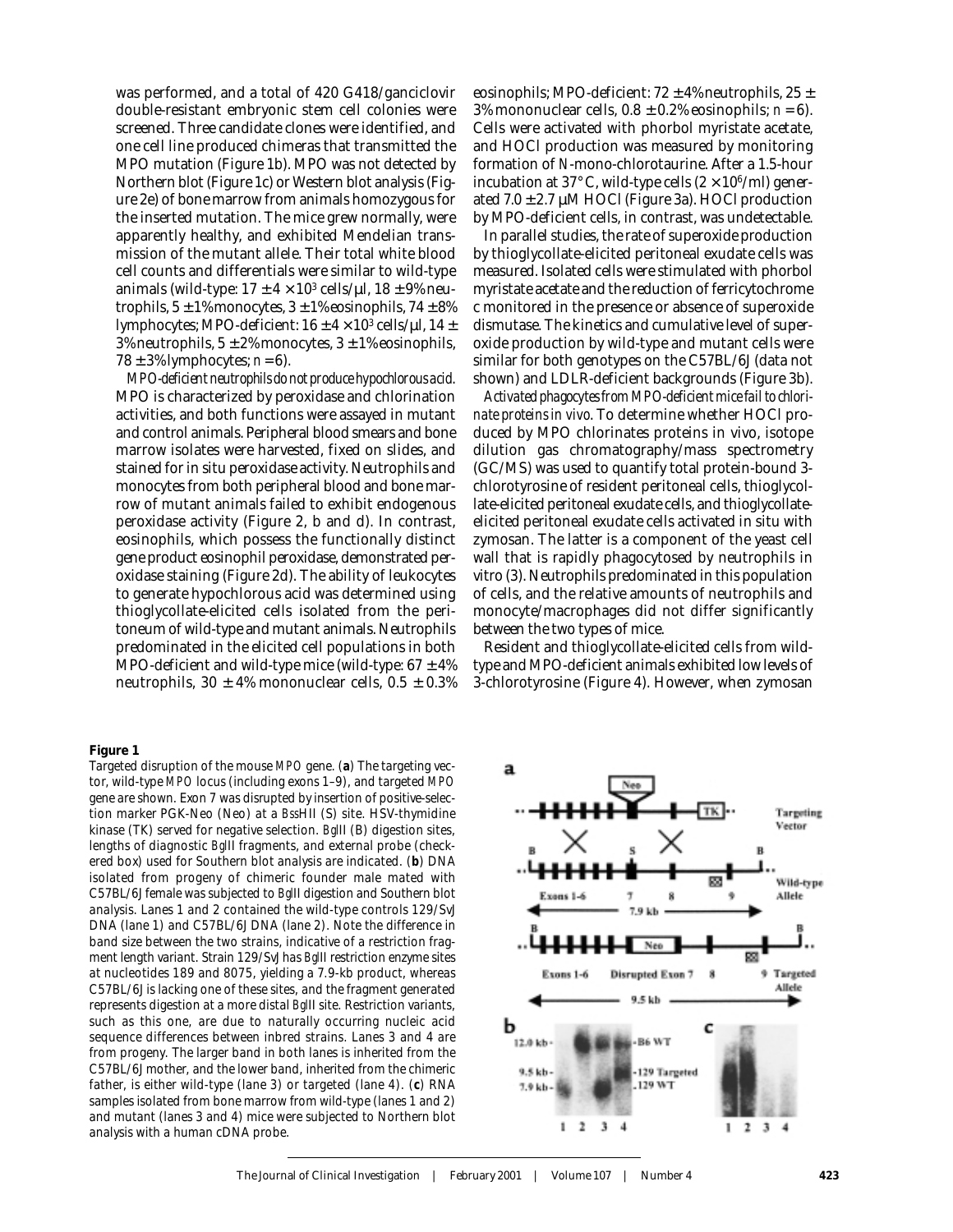was performed, and a total of 420 G418/ganciclovir double-resistant embryonic stem cell colonies were screened. Three candidate clones were identified, and one cell line produced chimeras that transmitted the MPO mutation (Figure 1b). MPO was not detected by Northern blot (Figure 1c) or Western blot analysis (Figure 2e) of bone marrow from animals homozygous for the inserted mutation. The mice grew normally, were apparently healthy, and exhibited Mendelian transmission of the mutant allele. Their total white blood cell counts and differentials were similar to wild-type animals (wild-type: $17 \pm 4 \times 10^3$ cells/μl, 18 ± 9% neutrophils, 5 ± 1% monocytes, 3 ± 1% eosinophils, 74 ± 8% lymphocytes; MPO-deficient: $16 \pm 4 \times 10^3$ cells/μl, 14 ± 3% neutrophils, 5 ± 2% monocytes, 3 ± 1% eosinophils, 78 ± 3% lymphocytes; *n* = 6).

*MPO-deficient neutrophils do not produce hypochlorous acid.* MPO is characterized by peroxidase and chlorination activities, and both functions were assayed in mutant and control animals. Peripheral blood smears and bone marrow isolates were harvested, fixed on slides, and stained for in situ peroxidase activity. Neutrophils and monocytes from both peripheral blood and bone marrow of mutant animals failed to exhibit endogenous peroxidase activity (Figure 2, b and d). In contrast, eosinophils, which possess the functionally distinct gene product eosinophil peroxidase, demonstrated peroxidase staining (Figure 2d). The ability of leukocytes to generate hypochlorous acid was determined using thioglycollate-elicited cells isolated from the peritoneum of wild-type and mutant animals. Neutrophils predominated in the elicited cell populations in both MPO-deficient and wild-type mice (wild-type: 67 ± 4% neutrophils, 30 ± 4% mononuclear cells, 0.5 ± 0.3% eosinophils; MPO-deficient: 72 ± 4% neutrophils, 25 ± 3% mononuclear cells, 0.8 ± 0.2% eosinophils; *n* = 6). Cells were activated with phorbol myristate acetate, and HOCl production was measured by monitoring formation of *N*-mono-chlorotaurine. After a 1.5-hour incubation at 37°C, wild-type cells ($2 \times 10^6$/ml) generated 7.0 ± 2.7 μM HOCl (Figure 3a). HOCl production by MPO-deficient cells, in contrast, was undetectable.

In parallel studies, the rate of superoxide production by thioglycollate-elicited peritoneal exudate cells was measured. Isolated cells were stimulated with phorbol myristate acetate and the reduction of ferricytochrome c monitored in the presence or absence of superoxide dismutase. The kinetics and cumulative level of superoxide production by wild-type and mutant cells were similar for both genotypes on the C57BL/6J (data not shown) and LDLR-deficient backgrounds (Figure 3b).

*Activated phagocytes from MPO-deficient mice fail to chlorinate proteins in vivo.* To determine whether HOCl produced by MPO chlorinates proteins in vivo, isotope dilution gas chromatography/mass spectrometry (GC/MS) was used to quantify total protein-bound 3-chlorotyrosine of resident peritoneal cells, thioglycollate-elicited peritoneal exudate cells, and thioglycollate-elicited peritoneal exudate cells activated in situ with zymosan. The latter is a component of the yeast cell wall that is rapidly phagocytosed by neutrophils in vitro (3). Neutrophils predominated in this population of cells, and the relative amounts of neutrophils and monocyte/macrophages did not differ significantly between the two types of mice.

Resident and thioglycollate-elicited cells from wild-type and MPO-deficient animals exhibited low levels of 3-chlorotyrosine (Figure 4). However, when zymosan

**Figure 1**

Targeted disruption of the mouse *MPO* gene. (**a**) The targeting vector, wild-type *MPO* locus (including exons 1–9), and targeted *MPO* gene are shown. Exon 7 was disrupted by insertion of positive-selection marker PGK-Neo (Neo) at a *Bss*HII (S) site. HSV-thymidine kinase (TK) served for negative selection. *Bgl*II (B) digestion sites, lengths of diagnostic *Bgl*II fragments, and external probe (checkered box) used for Southern blot analysis are indicated. (**b**) DNA isolated from progeny of chimeric founder male mated with C57BL/6J female was subjected to *Bgl*II digestion and Southern blot analysis. Lanes 1 and 2 contained the wild-type controls 129/SvJ DNA (lane 1) and C57BL/6J DNA (lane 2). Note the difference in band size between the two strains, indicative of a restriction fragment length variant. Strain 129/SvJ has *Bgl*II restriction enzyme sites at nucleotides 189 and 8075, yielding a 7.9-kb product, whereas C57BL/6J is lacking one of these sites, and the fragment generated represents digestion at a more distal *Bgl*II site. Restriction variants, such as this one, are due to naturally occurring nucleic acid sequence differences between inbred strains. Lanes 3 and 4 are from progeny. The larger band in both lanes is inherited from the C57BL/6J mother, and the lower band, inherited from the chimeric father, is either wild-type (lane 3) or targeted (lane 4). (**c**) RNA samples isolated from bone marrow from wild-type (lanes 1 and 2) and mutant (lanes 3 and 4) mice were subjected to Northern blot analysis with a human cDNA probe.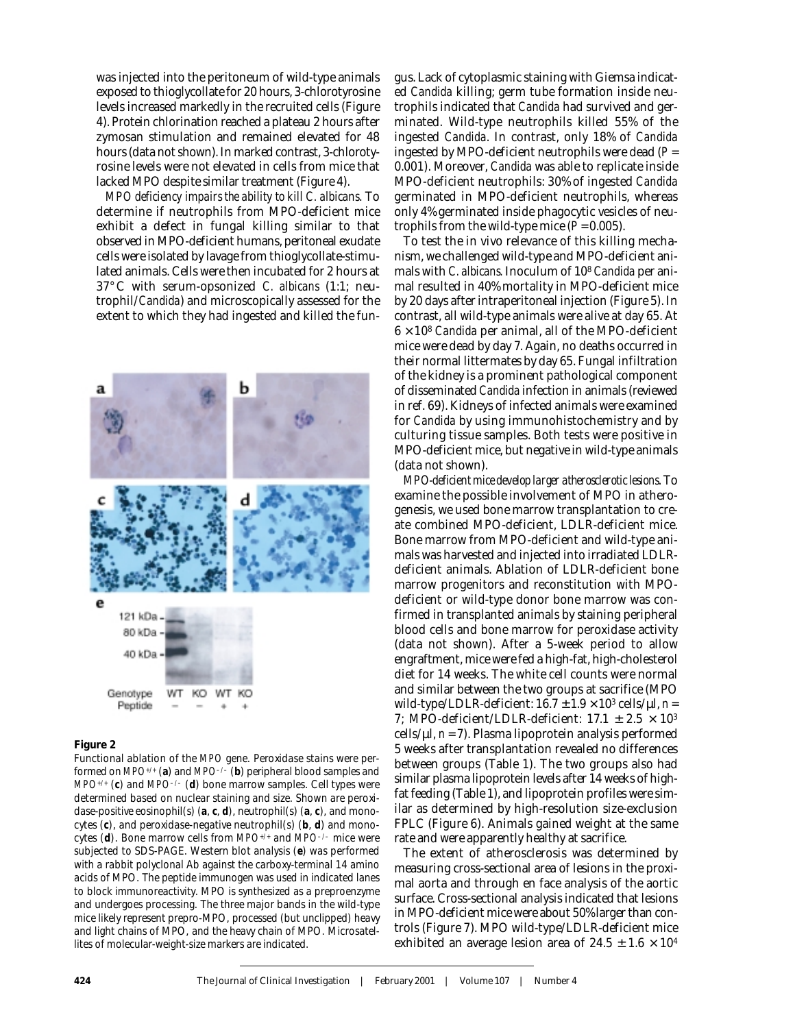was injected into the peritoneum of wild-type animals exposed to thioglycollate for 20 hours, 3-chlorotyrosine levels increased markedly in the recruited cells (Figure 4). Protein chlorination reached a plateau 2 hours after zymosan stimulation and remained elevated for 48 hours (data not shown). In marked contrast, 3-chlorotyrosine levels were not elevated in cells from mice that lacked MPO despite similar treatment (Figure 4).

*MPO deficiency impairs the ability to kill C. albicans.* To determine if neutrophils from MPO-deficient mice exhibit a defect in fungal killing similar to that observed in MPO-deficient humans, peritoneal exudate cells were isolated by lavage from thioglycollate-stimulated animals. Cells were then incubated for 2 hours at 37°C with serum-opsonized *C. albicans* (1:1; neutrophil/*Candida*) and microscopically assessed for the extent to which they had ingested and killed the fungus. Lack of cytoplasmic staining with Giemsa indicated *Candida* killing; germ tube formation inside neutrophils indicated that *Candida* had survived and germinated. Wild-type neutrophils killed 55% of the ingested *Candida*. In contrast, only 18% of *Candida* ingested by MPO-deficient neutrophils were dead ($P$ = 0.001). Moreover, *Candida* was able to replicate inside MPO-deficient neutrophils: 30% of ingested *Candida* germinated in MPO-deficient neutrophils, whereas only 4% germinated inside phagocytic vesicles of neutrophils from the wild-type mice ($P$ = 0.005).

To test the in vivo relevance of this killing mechanism, we challenged wild-type and MPO-deficient animals with *C. albicans*. Inoculum of $10^8$ *Candida* per animal resulted in 40% mortality in MPO-deficient mice by 20 days after intraperitoneal injection (Figure 5). In contrast, all wild-type animals were alive at day 65. At $6 \times 10^8$ *Candida* per animal, all of the MPO-deficient mice were dead by day 7. Again, no deaths occurred in their normal littermates by day 65. Fungal infiltration of the kidney is a prominent pathological component of disseminated *Candida* infection in animals (reviewed in ref. 69). Kidneys of infected animals were examined for *Candida* by using immunohistochemistry and by culturing tissue samples. Both tests were positive in MPO-deficient mice, but negative in wild-type animals (data not shown).

*MPO-deficient mice develop larger atherosclerotic lesions.* To examine the possible involvement of MPO in atherogenesis, we used bone marrow transplantation to create combined MPO-deficient, LDLR-deficient mice. Bone marrow from MPO-deficient and wild-type animals was harvested and injected into irradiated LDLR-deficient animals. Ablation of LDLR-deficient bone marrow progenitors and reconstitution with MPO-deficient or wild-type donor bone marrow was confirmed in transplanted animals by staining peripheral blood cells and bone marrow for peroxidase activity (data not shown). After a 5-week period to allow engraftment, mice were fed a high-fat, high-cholesterol diet for 14 weeks. The white cell counts were normal and similar between the two groups at sacrifice (MPO wild-type/LDLR-deficient: $16.7 \pm 1.9 \times 10^3$ cells/μl, $n$ = 7; MPO-deficient/LDLR-deficient: $17.1 \pm 2.5 \times 10^3$ cells/μl, $n$ = 7). Plasma lipoprotein analysis performed 5 weeks after transplantation revealed no differences between groups (Table 1). The two groups also had similar plasma lipoprotein levels after 14 weeks of high-fat feeding (Table 1), and lipoprotein profiles were similar as determined by high-resolution size-exclusion FPLC (Figure 6). Animals gained weight at the same rate and were apparently healthy at sacrifice.

The extent of atherosclerosis was determined by measuring cross-sectional area of lesions in the proximal aorta and through en face analysis of the aortic surface. Cross-sectional analysis indicated that lesions in MPO-deficient mice were about 50% larger than controls (Figure 7). MPO wild-type/LDLR-deficient mice exhibited an average lesion area of $24.5 \pm 1.6 \times 10^4$

**Figure 2**

Functional ablation of the *MPO* gene. Peroxidase stains were performed on *MPO*$^{+/+}$ (**a**) and *MPO*$^{-/-}$ (**b**) peripheral blood samples and *MPO*$^{+/+}$ (**c**) and *MPO*$^{-/-}$ (**d**) bone marrow samples. Cell types were determined based on nuclear staining and size. Shown are peroxidase-positive eosinophil(s) (**a**, **c**, **d**), neutrophil(s) (**a**, **c**), and monocytes (**c**), and peroxidase-negative neutrophil(s) (**b**, **d**) and monocytes (**d**). Bone marrow cells from *MPO*$^{+/+}$ and *MPO*$^{-/-}$ mice were subjected to SDS-PAGE. Western blot analysis (**e**) was performed with a rabbit polyclonal Ab against the carboxy-terminal 14 amino acids of MPO. The peptide immunogen was used in indicated lanes to block immunoreactivity. MPO is synthesized as a preproenzyme and undergoes processing. The three major bands in the wild-type mice likely represent prepro-MPO, processed (but unclipped) heavy and light chains of MPO, and the heavy chain of MPO. Microsatellites of molecular-weight-size markers are indicated.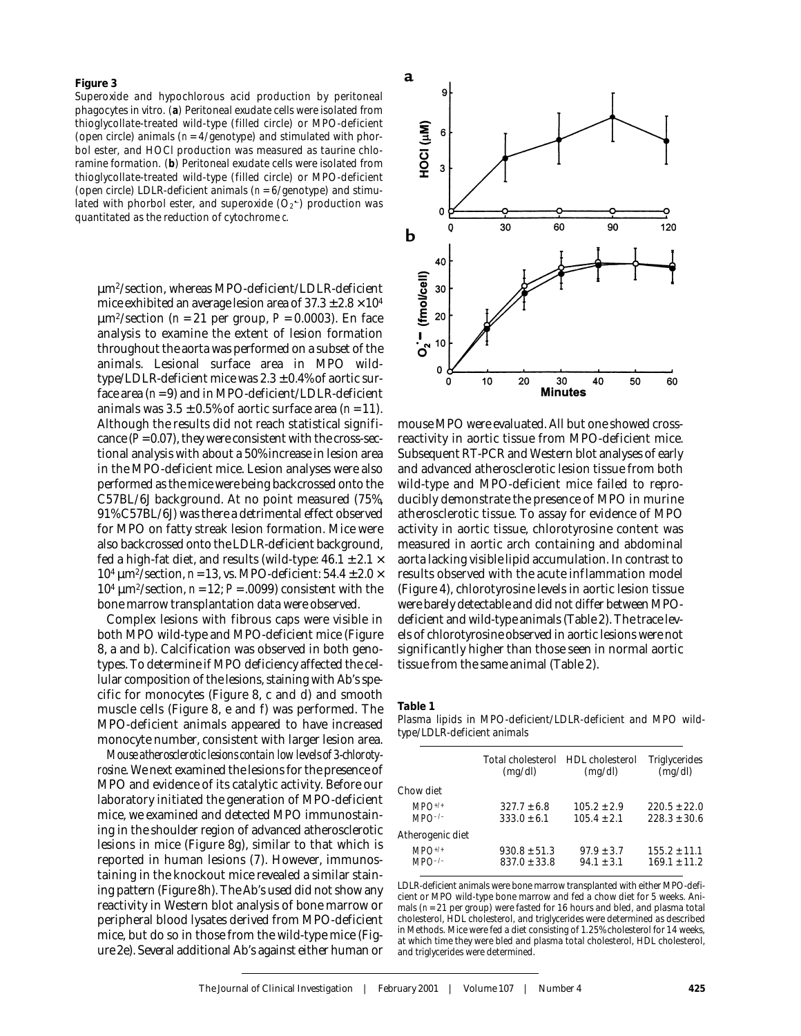**Figure 3**

Superoxide and hypochlorous acid production by peritoneal phagocytes in vitro. (**a**) Peritoneal exudate cells were isolated from thioglycollate-treated wild-type (filled circle) or MPO-deficient (open circle) animals ($n = 4$/genotype) and stimulated with phorbol ester, and HOCl production was measured as taurine chloramine formation. (**b**) Peritoneal exudate cells were isolated from thioglycollate-treated wild-type (filled circle) or MPO-deficient (open circle) LDLR-deficient animals ($n = 6$/genotype) and stimulated with phorbol ester, and superoxide ($O_2^{\bullet -}$) production was quantitated as the reduction of cytochrome *c*.

μm²/section, whereas MPO-deficient/LDLR-deficient mice exhibited an average lesion area of $37.3 \pm 2.8 \times 10^4$ μm²/section ($n = 21$ per group, $P = 0.0003$). En face analysis to examine the extent of lesion formation throughout the aorta was performed on a subset of the animals. Lesional surface area in MPO wild-type/LDLR-deficient mice was $2.3 \pm 0.4\%$ of aortic surface area ($n = 9$) and in MPO-deficient/LDLR-deficient animals was $3.5 \pm 0.5\%$ of aortic surface area ($n = 11$). Although the results did not reach statistical significance ($P = 0.07$), they were consistent with the cross-sectional analysis with about a 50% increase in lesion area in the MPO-deficient mice. Lesion analyses were also performed as the mice were being backcrossed onto the C57BL/6J background. At no point measured (75%, 91% C57BL/6J) was there a detrimental effect observed for MPO on fatty streak lesion formation. Mice were also backcrossed onto the LDLR-deficient background, fed a high-fat diet, and results (wild-type: $46.1 \pm 2.1 \times 10^4$ μm²/section, $n = 13$, vs. MPO-deficient: $54.4 \pm 2.0 \times 10^4$ μm²/section, $n = 12$; $P = .0099$) consistent with the bone marrow transplantation data were observed.

Complex lesions with fibrous caps were visible in both MPO wild-type and MPO-deficient mice (Figure 8, a and b). Calcification was observed in both genotypes. To determine if MPO deficiency affected the cellular composition of the lesions, staining with Ab's specific for monocytes (Figure 8, c and d) and smooth muscle cells (Figure 8, e and f) was performed. The MPO-deficient animals appeared to have increased monocyte number, consistent with larger lesion area.

*Mouse atherosclerotic lesions contain low levels of 3-chlorotyrosine.* We next examined the lesions for the presence of MPO and evidence of its catalytic activity. Before our laboratory initiated the generation of MPO-deficient mice, we examined and detected MPO immunostaining in the shoulder region of advanced atherosclerotic lesions in mice (Figure 8g), similar to that which is reported in human lesions (7). However, immunostaining in the knockout mice revealed a similar staining pattern (Figure 8h). The Ab's used did not show any reactivity in Western blot analysis of bone marrow or peripheral blood lysates derived from MPO-deficient mice, but do so in those from the wild-type mice (Figure 2e). Several additional Ab's against either human or mouse MPO were evaluated. All but one showed cross-reactivity in aortic tissue from MPO-deficient mice. Subsequent RT-PCR and Western blot analyses of early and advanced atherosclerotic lesion tissue from both wild-type and MPO-deficient mice failed to reproducibly demonstrate the presence of MPO in murine atherosclerotic tissue. To assay for evidence of MPO activity in aortic tissue, chlorotyrosine content was measured in aortic arch containing and abdominal aorta lacking visible lipid accumulation. In contrast to results observed with the acute inflammation model (Figure 4), chlorotyrosine levels in aortic lesion tissue were barely detectable and did not differ between MPO-deficient and wild-type animals (Table 2). The trace levels of chlorotyrosine observed in aortic lesions were not significantly higher than those seen in normal aortic tissue from the same animal (Table 2).

**Table 1**

Plasma lipids in MPO-deficient/LDLR-deficient and MPO wild-type/LDLR-deficient animals

| | Total cholesterol (mg/dl) | HDL cholesterol (mg/dl) | Triglycerides (mg/dl) |
|---|---|---|---|
| Chow diet | | | |
| $MPO^{+/+}$ | $327.7 \pm 6.8$ | $105.2 \pm 2.9$ | $220.5 \pm 22.0$ |
| $MPO^{-/-}$ | $333.0 \pm 6.1$ | $105.4 \pm 2.1$ | $228.3 \pm 30.6$ |
| Atherogenic diet | | | |
| $MPO^{+/+}$ | $930.8 \pm 51.3$ | $97.9 \pm 3.7$ | $155.2 \pm 11.1$ |
| $MPO^{-/-}$ | $837.0 \pm 33.8$ | $94.1 \pm 3.1$ | $169.1 \pm 11.2$ |

LDLR-deficient animals were bone marrow transplanted with either MPO-deficient or MPO wild-type bone marrow and fed a chow diet for 5 weeks. Animals ($n = 21$ per group) were fasted for 16 hours and bled, and plasma total cholesterol, HDL cholesterol, and triglycerides were determined as described in Methods. Mice were fed a diet consisting of 1.25% cholesterol for 14 weeks, at which time they were bled and plasma total cholesterol, HDL cholesterol, and triglycerides were determined.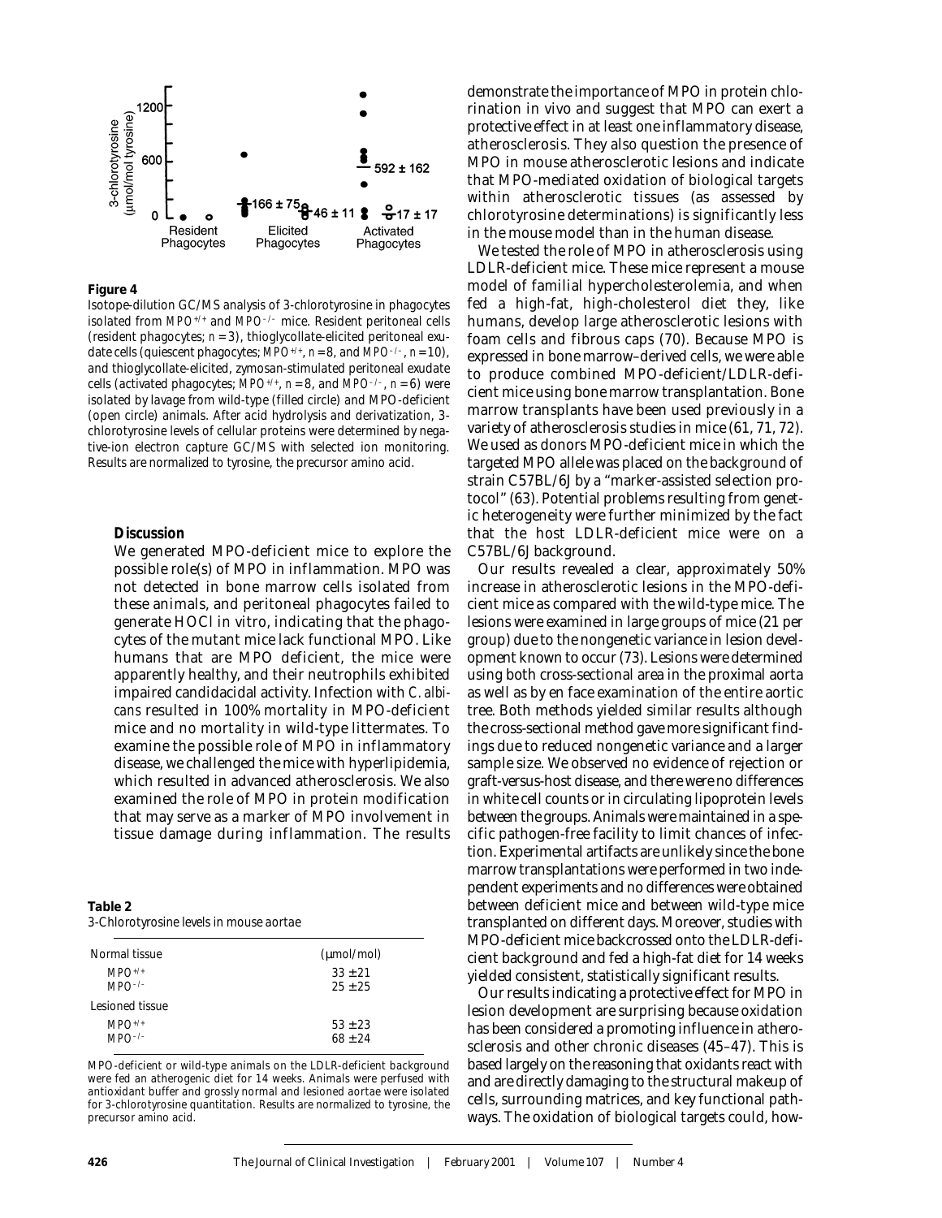**Figure 4**

Isotope-dilution GC/MS analysis of 3-chlorotyrosine in phagocytes isolated from $MPO^{+/+}$ and $MPO^{-/-}$ mice. Resident peritoneal cells (resident phagocytes; $n = 3$), thioglycollate-elicited peritoneal exudate cells (quiescent phagocytes; $MPO^{+/+}$, $n = 8$, and $MPO^{-/-}$, $n = 10$), and thioglycollate-elicited, zymosan-stimulated peritoneal exudate cells (activated phagocytes; $MPO^{+/+}$, $n = 8$, and $MPO^{-/-}$, $n = 6$) were isolated by lavage from wild-type (filled circle) and MPO-deficient (open circle) animals. After acid hydrolysis and derivatization, 3-chlorotyrosine levels of cellular proteins were determined by negative-ion electron capture GC/MS with selected ion monitoring. Results are normalized to tyrosine, the precursor amino acid.

## Discussion

We generated MPO-deficient mice to explore the possible role(s) of MPO in inflammation. MPO was not detected in bone marrow cells isolated from these animals, and peritoneal phagocytes failed to generate HOCl in vitro, indicating that the phagocytes of the mutant mice lack functional MPO. Like humans that are MPO deficient, the mice were apparently healthy, and their neutrophils exhibited impaired candidacidal activity. Infection with *C. albicans* resulted in 100% mortality in MPO-deficient mice and no mortality in wild-type littermates. To examine the possible role of MPO in inflammatory disease, we challenged the mice with hyperlipidemia, which resulted in advanced atherosclerosis. We also examined the role of MPO in protein modification that may serve as a marker of MPO involvement in tissue damage during inflammation. The results demonstrate the importance of MPO in protein chlorination in vivo and suggest that MPO can exert a protective effect in at least one inflammatory disease, atherosclerosis. They also question the presence of MPO in mouse atherosclerotic lesions and indicate that MPO-mediated oxidation of biological targets within atherosclerotic tissues (as assessed by chlorotyrosine determinations) is significantly less in the mouse model than in the human disease.

**Table 2**

3-Chlorotyrosine levels in mouse aortae

| Normal tissue | (μmol/mol) |
|---|---|
| $MPO^{+/+}$ | 33 ± 21 |
| $MPO^{-/-}$ | 25 ± 25 |
| **Lesioned tissue** | |
| $MPO^{+/+}$ | 53 ± 23 |
| $MPO^{-/-}$ | 68 ± 24 |

MPO-deficient or wild-type animals on the LDLR-deficient background were fed an atherogenic diet for 14 weeks. Animals were perfused with antioxidant buffer and grossly normal and lesioned aortae were isolated for 3-chlorotyrosine quantitation. Results are normalized to tyrosine, the precursor amino acid.

We tested the role of MPO in atherosclerosis using LDLR-deficient mice. These mice represent a mouse model of familial hypercholesterolemia, and when fed a high-fat, high-cholesterol diet they, like humans, develop large atherosclerotic lesions with foam cells and fibrous caps (70). Because MPO is expressed in bone marrow–derived cells, we were able to produce combined MPO-deficient/LDLR-deficient mice using bone marrow transplantation. Bone marrow transplants have been used previously in a variety of atherosclerosis studies in mice (61, 71, 72). We used as donors MPO-deficient mice in which the targeted MPO allele was placed on the background of strain C57BL/6J by a "marker-assisted selection protocol" (63). Potential problems resulting from genetic heterogeneity were further minimized by the fact that the host LDLR-deficient mice were on a C57BL/6J background.

Our results revealed a clear, approximately 50% increase in atherosclerotic lesions in the MPO-deficient mice as compared with the wild-type mice. The lesions were examined in large groups of mice (21 per group) due to the nongenetic variance in lesion development known to occur (73). Lesions were determined using both cross-sectional area in the proximal aorta as well as by en face examination of the entire aortic tree. Both methods yielded similar results although the cross-sectional method gave more significant findings due to reduced nongenetic variance and a larger sample size. We observed no evidence of rejection or graft-versus-host disease, and there were no differences in white cell counts or in circulating lipoprotein levels between the groups. Animals were maintained in a specific pathogen-free facility to limit chances of infection. Experimental artifacts are unlikely since the bone marrow transplantations were performed in two independent experiments and no differences were obtained between deficient mice and between wild-type mice transplanted on different days. Moreover, studies with MPO-deficient mice backcrossed onto the LDLR-deficient background and fed a high-fat diet for 14 weeks yielded consistent, statistically significant results.

Our results indicating a protective effect for MPO in lesion development are surprising because oxidation has been considered a promoting influence in atherosclerosis and other chronic diseases (45–47). This is based largely on the reasoning that oxidants react with and are directly damaging to the structural makeup of cells, surrounding matrices, and key functional pathways. The oxidation of biological targets could, how-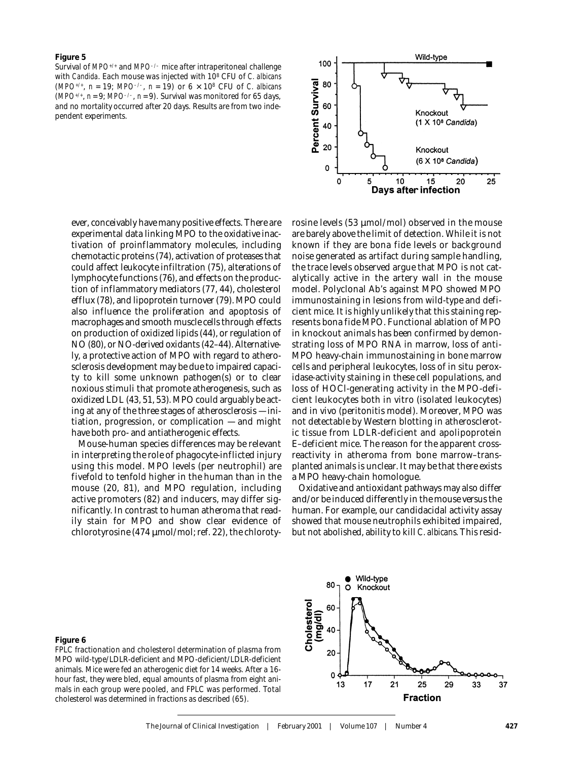**Figure 5**

Survival of *MPO*$^{+/+}$ and *MPO*$^{-/-}$ mice after intraperitoneal challenge with *Candida*. Each mouse was injected with $10^8$ CFU of *C. albicans* (*MPO*$^{+/+}$, $n = 19$; *MPO*$^{-/-}$, $n = 19$) or $6 \times 10^8$ CFU of *C. albicans* (*MPO*$^{+/+}$, $n = 9$; *MPO*$^{-/-}$, $n = 9$). Survival was monitored for 65 days, and no mortality occurred after 20 days. Results are from two independent experiments.

ever, conceivably have many positive effects. There are experimental data linking MPO to the oxidative inactivation of proinflammatory molecules, including chemotactic proteins (74), activation of proteases that could affect leukocyte infiltration (75), alterations of lymphocyte functions (76), and effects on the production of inflammatory mediators (77, 44), cholesterol efflux (78), and lipoprotein turnover (79). MPO could also influence the proliferation and apoptosis of macrophages and smooth muscle cells through effects on production of oxidized lipids (44), or regulation of NO (80), or NO-derived oxidants (42–44). Alternatively, a protective action of MPO with regard to atherosclerosis development may be due to impaired capacity to kill some unknown pathogen(s) or to clear noxious stimuli that promote atherogenesis, such as oxidized LDL (43, 51, 53). MPO could arguably be acting at any of the three stages of atherosclerosis — initiation, progression, or complication — and might have both pro- and antiatherogenic effects.

Mouse-human species differences may be relevant in interpreting the role of phagocyte-inflicted injury using this model. MPO levels (per neutrophil) are fivefold to tenfold higher in the human than in the mouse (20, 81), and MPO regulation, including active promoters (82) and inducers, may differ significantly. In contrast to human atheroma that readily stain for MPO and show clear evidence of chlorotyrosine (474 μmol/mol; ref. 22), the chlorotyrosine levels (53 μmol/mol) observed in the mouse are barely above the limit of detection. While it is not known if they are bona fide levels or background noise generated as artifact during sample handling, the trace levels observed argue that MPO is not catalytically active in the artery wall in the mouse model. Polyclonal Ab's against MPO showed MPO immunostaining in lesions from wild-type and deficient mice. It is highly unlikely that this staining represents bona fide MPO. Functional ablation of MPO in knockout animals has been confirmed by demonstrating loss of MPO RNA in marrow, loss of anti-MPO heavy-chain immunostaining in bone marrow cells and peripheral leukocytes, loss of in situ peroxidase-activity staining in these cell populations, and loss of HOCl-generating activity in the MPO-deficient leukocytes both in vitro (isolated leukocytes) and in vivo (peritonitis model). Moreover, MPO was not detectable by Western blotting in atherosclerotic tissue from LDLR-deficient and apolipoprotein E–deficient mice. The reason for the apparent cross-reactivity in atheroma from bone marrow–transplanted animals is unclear. It may be that there exists a MPO heavy-chain homologue.

Oxidative and antioxidant pathways may also differ and/or be induced differently in the mouse versus the human. For example, our candidacidal activity assay showed that mouse neutrophils exhibited impaired, but not abolished, ability to kill *C. albicans*. This resid-

**Figure 6**

FPLC fractionation and cholesterol determination of plasma from MPO wild-type/LDLR-deficient and MPO-deficient/LDLR-deficient animals. Mice were fed an atherogenic diet for 14 weeks. After a 16-hour fast, they were bled, equal amounts of plasma from eight animals in each group were pooled, and FPLC was performed. Total cholesterol was determined in fractions as described (65).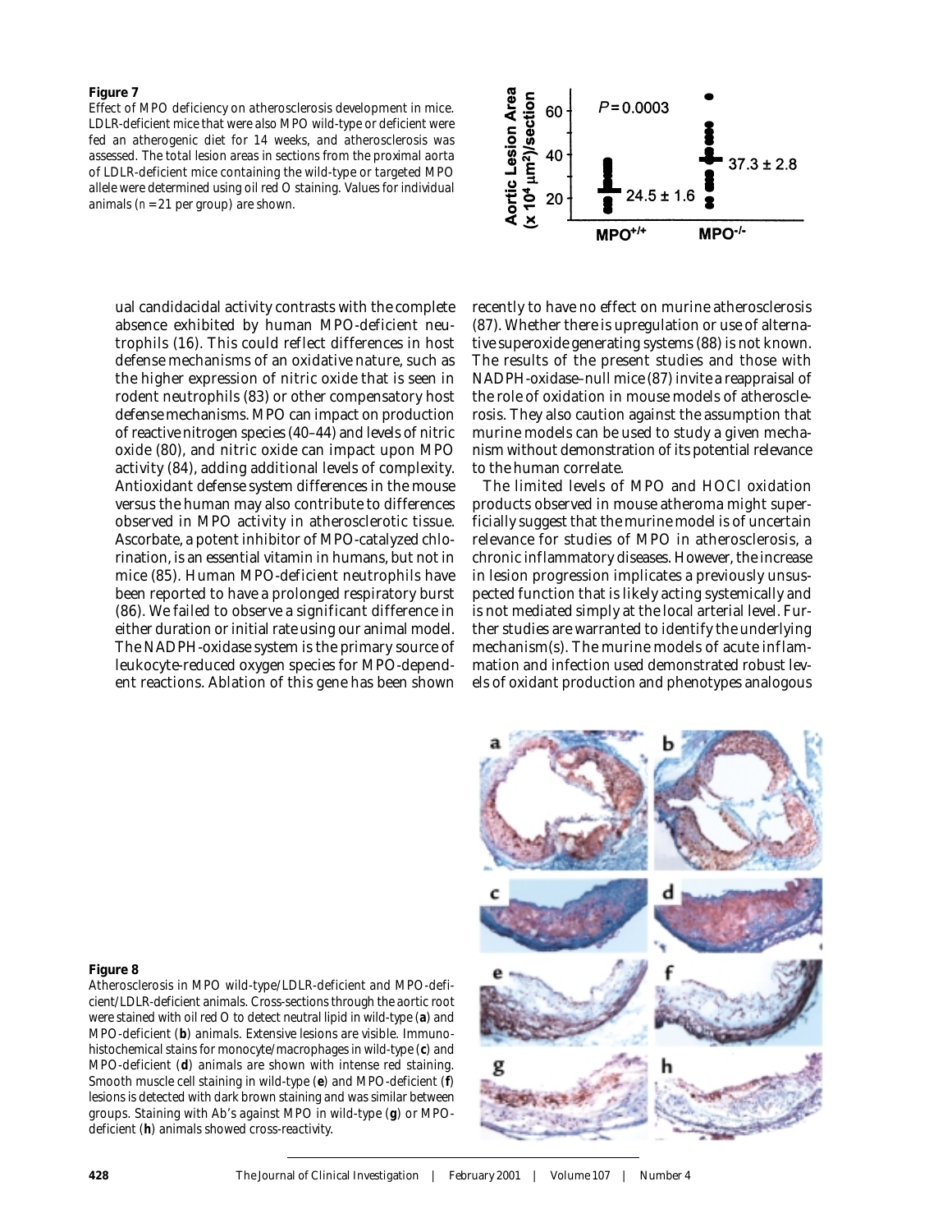**Figure 7**

Effect of MPO deficiency on atherosclerosis development in mice. LDLR-deficient mice that were also MPO wild-type or deficient were fed an atherogenic diet for 14 weeks, and atherosclerosis was assessed. The total lesion areas in sections from the proximal aorta of LDLR-deficient mice containing the wild-type or targeted MPO allele were determined using oil red O staining. Values for individual animals ($n = 21$ per group) are shown.

ual candidacidal activity contrasts with the complete absence exhibited by human MPO-deficient neutrophils (16). This could reflect differences in host defense mechanisms of an oxidative nature, such as the higher expression of nitric oxide that is seen in rodent neutrophils (83) or other compensatory host defense mechanisms. MPO can impact on production of reactive nitrogen species (40–44) and levels of nitric oxide (80), and nitric oxide can impact upon MPO activity (84), adding additional levels of complexity. Antioxidant defense system differences in the mouse versus the human may also contribute to differences observed in MPO activity in atherosclerotic tissue. Ascorbate, a potent inhibitor of MPO-catalyzed chlorination, is an essential vitamin in humans, but not in mice (85). Human MPO-deficient neutrophils have been reported to have a prolonged respiratory burst (86). We failed to observe a significant difference in either duration or initial rate using our animal model. The NADPH-oxidase system is the primary source of leukocyte-reduced oxygen species for MPO-dependent reactions. Ablation of this gene has been shown recently to have no effect on murine atherosclerosis (87). Whether there is upregulation or use of alternative superoxide generating systems (88) is not known. The results of the present studies and those with NADPH-oxidase–null mice (87) invite a reappraisal of the role of oxidation in mouse models of atherosclerosis. They also caution against the assumption that murine models can be used to study a given mechanism without demonstration of its potential relevance to the human correlate.

The limited levels of MPO and HOCl oxidation products observed in mouse atheroma might superficially suggest that the murine model is of uncertain relevance for studies of MPO in atherosclerosis, a chronic inflammatory diseases. However, the increase in lesion progression implicates a previously unsuspected function that is likely acting systemically and is not mediated simply at the local arterial level. Further studies are warranted to identify the underlying mechanism(s). The murine models of acute inflammation and infection used demonstrated robust levels of oxidant production and phenotypes analogous

**Figure 8**

Atherosclerosis in MPO wild-type/LDLR-deficient and MPO-deficient/LDLR-deficient animals. Cross-sections through the aortic root were stained with oil red O to detect neutral lipid in wild-type (**a**) and MPO-deficient (**b**) animals. Extensive lesions are visible. Immunohistochemical stains for monocyte/macrophages in wild-type (**c**) and MPO-deficient (**d**) animals are shown with intense red staining. Smooth muscle cell staining in wild-type (**e**) and MPO-deficient (**f**) lesions is detected with dark brown staining and was similar between groups. Staining with Ab's against MPO in wild-type (**g**) or MPO-deficient (**h**) animals showed cross-reactivity.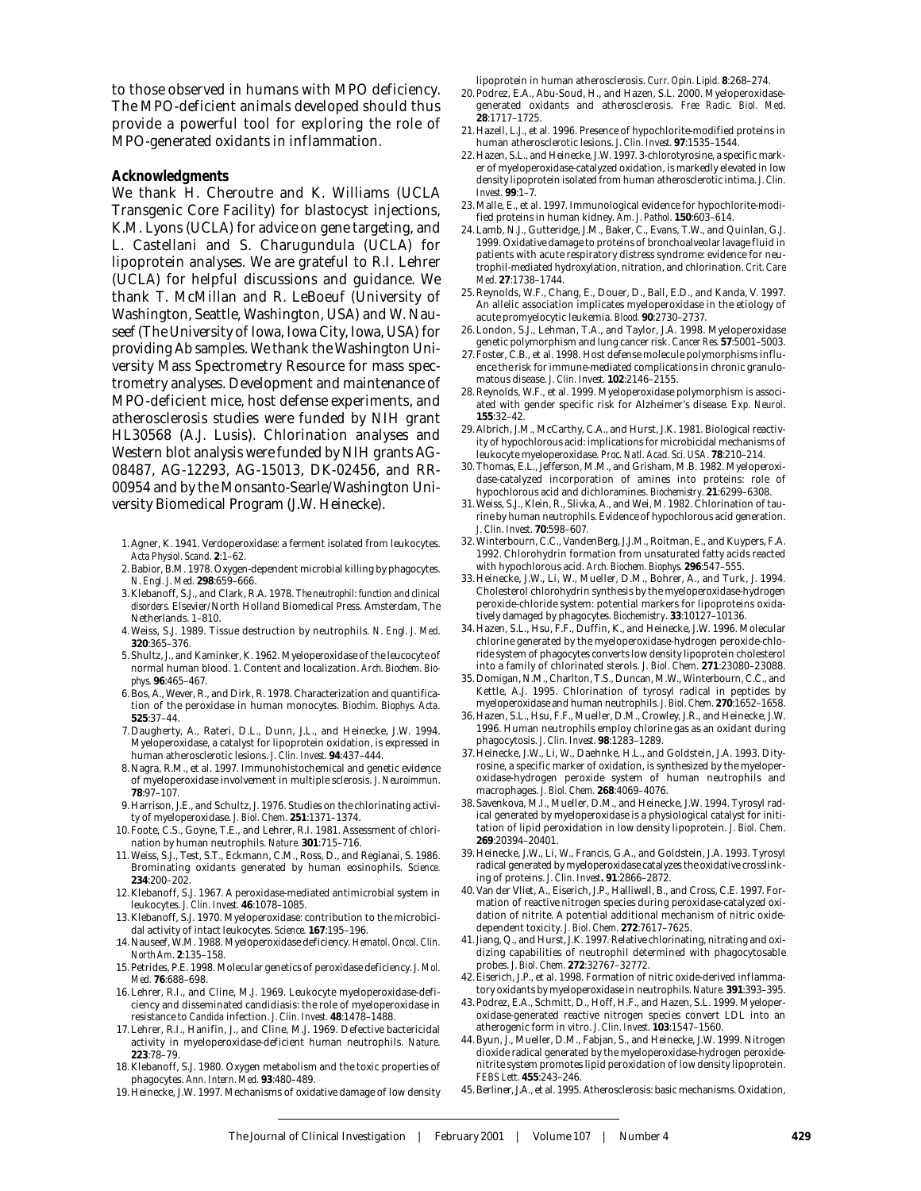to those observed in humans with MPO deficiency. The MPO-deficient animals developed should thus provide a powerful tool for exploring the role of MPO-generated oxidants in inflammation.

## Acknowledgments

We thank H. Cheroutre and K. Williams (UCLA Transgenic Core Facility) for blastocyst injections, K.M. Lyons (UCLA) for advice on gene targeting, and L. Castellani and S. Charugundula (UCLA) for lipoprotein analyses. We are grateful to R.I. Lehrer (UCLA) for helpful discussions and guidance. We thank T. McMillan and R. LeBoeuf (University of Washington, Seattle, Washington, USA) and W. Nauseef (The University of Iowa, Iowa City, Iowa, USA) for providing Ab samples. We thank the Washington University Mass Spectrometry Resource for mass spectrometry analyses. Development and maintenance of MPO-deficient mice, host defense experiments, and atherosclerosis studies were funded by NIH grant HL30568 (A.J. Lusis). Chlorination analyses and Western blot analysis were funded by NIH grants AG-08487, AG-12293, AG-15013, DK-02456, and RR-00954 and by the Monsanto-Searle/Washington University Biomedical Program (J.W. Heinecke).

1. Agner, K. 1941. Verdoperoxidase: a ferment isolated from leukocytes. *Acta Physiol. Scand.* **2**:1–62.
2. Babior, B.M. 1978. Oxygen-dependent microbial killing by phagocytes. *N. Engl. J. Med.* **298**:659–666.
3. Klebanoff, S.J., and Clark, R.A. 1978. *The neutrophil: function and clinical disorders.* Elsevier/North Holland Biomedical Press. Amsterdam, The Netherlands. 1–810.
4. Weiss, S.J. 1989. Tissue destruction by neutrophils. *N. Engl. J. Med.* **320**:365–376.
5. Shultz, J., and Kaminker, K. 1962. Myeloperoxidase of the leucocyte of normal human blood. 1. Content and localization. *Arch. Biochem. Biophys.* **96**:465–467.
6. Bos, A., Wever, R., and Dirk, R. 1978. Characterization and quantification of the peroxidase in human monocytes. *Biochim. Biophys. Acta.* **525**:37–44.
7. Daugherty, A., Rateri, D.L., Dunn, J.L., and Heinecke, J.W. 1994. Myeloperoxidase, a catalyst for lipoprotein oxidation, is expressed in human atherosclerotic lesions. *J. Clin. Invest.* **94**:437–444.
8. Nagra, R.M., et al. 1997. Immunohistochemical and genetic evidence of myeloperoxidase involvement in multiple sclerosis. *J. Neuroimmun.* **78**:97–107.
9. Harrison, J.E., and Schultz, J. 1976. Studies on the chlorinating activity of myeloperoxidase. *J. Biol. Chem.* **251**:1371–1374.
10. Foote, C.S., Goyne, T.E., and Lehrer, R.I. 1981. Assessment of chlorination by human neutrophils. *Nature.* **301**:715–716.
11. Weiss, S.J., Test, S.T., Eckmann, C.M., Ross, D., and Regianai, S. 1986. Brominating oxidants generated by human eosinophils. *Science.* **234**:200–202.
12. Klebanoff, S.J. 1967. A peroxidase-mediated antimicrobial system in leukocytes. *J. Clin. Invest.* **46**:1078–1085.
13. Klebanoff, S.J. 1970. Myeloperoxidase: contribution to the microbicidal activity of intact leukocytes. *Science.* **167**:195–196.
14. Nauseef, W.M. 1988. Myeloperoxidase deficiency. *Hematol. Oncol. Clin. North Am.* **2**:135–158.
15. Petrides, P.E. 1998. Molecular genetics of peroxidase deficiency. *J. Mol. Med.* **76**:688–698.
16. Lehrer, R.I., and Cline, M.J. 1969. Leukocyte myeloperoxidase-deficiency and disseminated candidiasis: the role of myeloperoxidase in resistance to *Candida* infection. *J. Clin. Invest.* **48**:1478–1488.
17. Lehrer, R.I., Hanifin, J., and Cline, M.J. 1969. Defective bactericidal activity in myeloperoxidase-deficient human neutrophils. *Nature.* **223**:78–79.
18. Klebanoff, S.J. 1980. Oxygen metabolism and the toxic properties of phagocytes. *Ann. Intern. Med.* **93**:480–489.
19. Heinecke, J.W. 1997. Mechanisms of oxidative damage of low density lipoprotein in human atherosclerosis. *Curr. Opin. Lipid.* **8**:268–274.
20. Podrez, E.A., Abu-Soud, H., and Hazen, S.L. 2000. Myeloperoxidase-generated oxidants and atherosclerosis. *Free Radic. Biol. Med.* **28**:1717–1725.
21. Hazell, L.J., et al. 1996. Presence of hypochlorite-modified proteins in human atherosclerotic lesions. *J. Clin. Invest.* **97**:1535–1544.
22. Hazen, S.L., and Heinecke, J.W. 1997. 3-chlorotyrosine, a specific marker of myeloperoxidase-catalyzed oxidation, is markedly elevated in low density lipoprotein isolated from human atherosclerotic intima. *J. Clin. Invest.* **99**:1–7.
23. Malle, E., et al. 1997. Immunological evidence for hypochlorite-modified proteins in human kidney. *Am. J. Pathol.* **150**:603–614.
24. Lamb, N.J., Gutteridge, J.M., Baker, C., Evans, T.W., and Quinlan, G.J. 1999. Oxidative damage to proteins of bronchoalveolar lavage fluid in patients with acute respiratory distress syndrome: evidence for neutrophil-mediated hydroxylation, nitration, and chlorination. *Crit. Care Med.* **27**:1738–1744.
25. Reynolds, W.F., Chang, E., Douer, D., Ball, E.D., and Kanda, V. 1997. An allelic association implicates myeloperoxidase in the etiology of acute promyelocytic leukemia. *Blood.* **90**:2730–2737.
26. London, S.J., Lehman, T.A., and Taylor, J.A. 1998. Myeloperoxidase genetic polymorphism and lung cancer risk. *Cancer Res.* **57**:5001–5003.
27. Foster, C.B., et al. 1998. Host defense molecule polymorphisms influence the risk for immune-mediated complications in chronic granulomatous disease. *J. Clin. Invest.* **102**:2146–2155.
28. Reynolds, W.F., et al. 1999. Myeloperoxidase polymorphism is associated with gender specific risk for Alzheimer's disease. *Exp. Neurol.* **155**:32–42.
29. Albrich, J.M., McCarthy, C.A., and Hurst, J.K. 1981. Biological reactivity of hypochlorous acid: implications for microbicidal mechanisms of leukocyte myeloperoxidase. *Proc. Natl. Acad. Sci. USA.* **78**:210–214.
30. Thomas, E.L., Jefferson, M.M., and Grisham, M.B. 1982. Myeloperoxidase-catalyzed incorporation of amines into proteins: role of hypochlorous acid and dichloramines. *Biochemistry.* **21**:6299–6308.
31. Weiss, S.J., Klein, R., Slivka, A., and Wei, M. 1982. Chlorination of taurine by human neutrophils. Evidence of hypochlorous acid generation. *J. Clin. Invest.* **70**:598–607.
32. Winterbourn, C.C., VandenBerg, J.J.M., Roitman, E., and Kuypers, F.A. 1992. Chlorohydrin formation from unsaturated fatty acids reacted with hypochlorous acid. *Arch. Biochem. Biophys.* **296**:547–555.
33. Heinecke, J.W., Li, W., Mueller, D.M., Bohrer, A., and Turk, J. 1994. Cholesterol chlorohydrin synthesis by the myeloperoxidase-hydrogen peroxide-chloride system: potential markers for lipoproteins oxidatively damaged by phagocytes. *Biochemistry.* **33**:10127–10136.
34. Hazen, S.L., Hsu, F.F., Duffin, K., and Heinecke, J.W. 1996. Molecular chlorine generated by the myeloperoxidase-hydrogen peroxide-chloride system of phagocytes converts low density lipoprotein cholesterol into a family of chlorinated sterols. *J. Biol. Chem.* **271**:23080–23088.
35. Domigan, N.M., Charlton, T.S., Duncan, M.W., Winterbourn, C.C., and Kettle, A.J. 1995. Chlorination of tyrosyl radical in peptides by myeloperoxidase and human neutrophils. *J. Biol. Chem.* **270**:1652–1658.
36. Hazen, S.L., Hsu, F.F., Mueller, D.M., Crowley, J.R., and Heinecke, J.W. 1996. Human neutrophils employ chlorine gas as an oxidant during phagocytosis. *J. Clin. Invest.* **98**:1283–1289.
37. Heinecke, J.W., Li, W., Daehnke, H.L., and Goldstein, J.A. 1993. Dityrosine, a specific marker of oxidation, is synthesized by the myeloperoxidase-hydrogen peroxide system of human neutrophils and macrophages. *J. Biol. Chem.* **268**:4069–4076.
38. Savenkova, M.I., Mueller, D.M., and Heinecke, J.W. 1994. Tyrosyl radical generated by myeloperoxidase is a physiological catalyst for initiation of lipid peroxidation in low density lipoprotein. *J. Biol. Chem.* **269**:20394–20401.
39. Heinecke, J.W., Li, W., Francis, G.A., and Goldstein, J.A. 1993. Tyrosyl radical generated by myeloperoxidase catalyzes the oxidative crosslinking of proteins. *J. Clin. Invest.* **91**:2866–2872.
40. Van der Vliet, A., Eiserich, J.P., Halliwell, B., and Cross, C.E. 1997. Formation of reactive nitrogen species during peroxidase-catalyzed oxidation of nitrite. A potential additional mechanism of nitric oxide-dependent toxicity. *J. Biol. Chem.* **272**:7617–7625.
41. Jiang, Q., and Hurst, J.K. 1997. Relative chlorinating, nitrating and oxidizing capabilities of neutrophil determined with phagocytosable probes. *J. Biol. Chem.* **272**:32767–32772.
42. Eiserich, J.P., et al. 1998. Formation of nitric oxide-derived inflammatory oxidants by myeloperoxidase in neutrophils. *Nature.* **391**:393–395.
43. Podrez, E.A., Schmitt, D., Hoff, H.F., and Hazen, S.L. 1999. Myeloperoxidase-generated reactive nitrogen species convert LDL into an atherogenic form in vitro. *J. Clin. Invest.* **103**:1547–1560.
44. Byun, J., Mueller, D.M., Fabjan, S., and Heinecke, J.W. 1999. Nitrogen dioxide radical generated by the myeloperoxidase-hydrogen peroxide-nitrite system promotes lipid peroxidation of low density lipoprotein. *FEBS Lett.* **455**:243–246.
45. Berliner, J.A., et al. 1995. Atherosclerosis: basic mechanisms. Oxidation,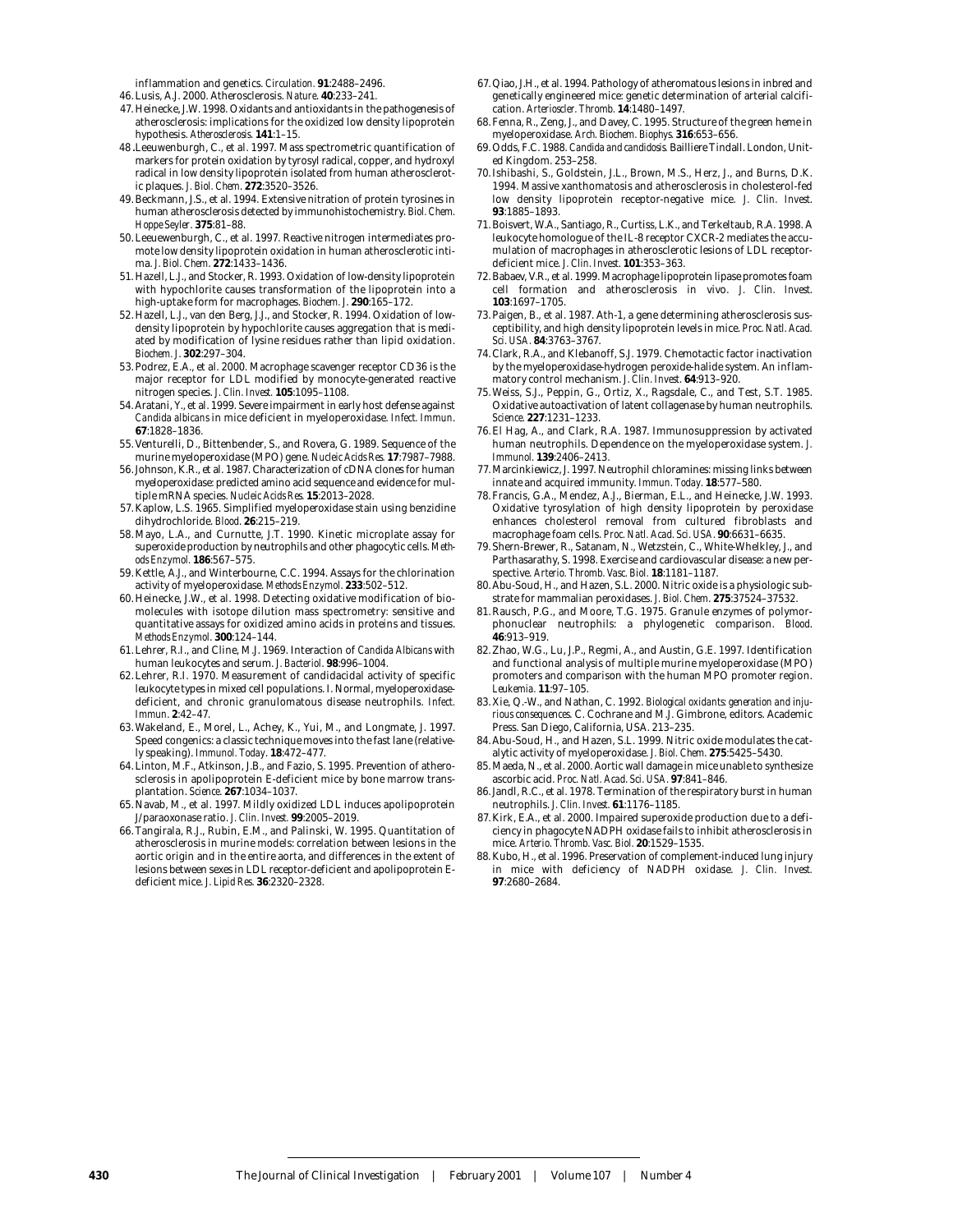inflammation and genetics. *Circulation.* **91**:2488–2496.

46. Lusis, A.J. 2000. Atherosclerosis. *Nature.* **40**:233–241.
47. Heinecke, J.W. 1998. Oxidants and antioxidants in the pathogenesis of atherosclerosis: implications for the oxidized low density lipoprotein hypothesis. *Atherosclerosis.* **141**:1–15.
48. Leeuwenburgh, C., et al. 1997. Mass spectrometric quantification of markers for protein oxidation by tyrosyl radical, copper, and hydroxyl radical in low density lipoprotein isolated from human atherosclerotic plaques. *J. Biol. Chem.* **272**:3520–3526.
49. Beckmann, J.S., et al. 1994. Extensive nitration of protein tyrosines in human atherosclerosis detected by immunohistochemistry. *Biol. Chem. Hoppe Seyler.* **375**:81–88.
50. Leeuewenburgh, C., et al. 1997. Reactive nitrogen intermediates promote low density lipoprotein oxidation in human atherosclerotic intima. *J. Biol. Chem.* **272**:1433–1436.
51. Hazell, L.J., and Stocker, R. 1993. Oxidation of low-density lipoprotein with hypochlorite causes transformation of the lipoprotein into a high-uptake form for macrophages. *Biochem. J.* **290**:165–172.
52. Hazell, L.J., van den Berg, J.J., and Stocker, R. 1994. Oxidation of low-density lipoprotein by hypochlorite causes aggregation that is mediated by modification of lysine residues rather than lipid oxidation. *Biochem. J.* **302**:297–304.
53. Podrez, E.A., et al. 2000. Macrophage scavenger receptor CD36 is the major receptor for LDL modified by monocyte-generated reactive nitrogen species. *J. Clin. Invest.* **105**:1095–1108.
54. Aratani, Y., et al. 1999. Severe impairment in early host defense against *Candida albicans* in mice deficient in myeloperoxidase. *Infect. Immun.* **67**:1828–1836.
55. Venturelli, D., Bittenbender, S., and Rovera, G. 1989. Sequence of the murine myeloperoxidase (MPO) gene. *Nucleic Acids Res.* **17**:7987–7988.
56. Johnson, K.R., et al. 1987. Characterization of cDNA clones for human myeloperoxidase: predicted amino acid sequence and evidence for multiple mRNA species. *Nucleic Acids Res.* **15**:2013–2028.
57. Kaplow, L.S. 1965. Simplified myeloperoxidase stain using benzidine dihydrochloride. *Blood.* **26**:215–219.
58. Mayo, L.A., and Curnutte, J.T. 1990. Kinetic microplate assay for superoxide production by neutrophils and other phagocytic cells. *Methods Enzymol.* **186**:567–575.
59. Kettle, A.J., and Winterbourne, C.C. 1994. Assays for the chlorination activity of myeloperoxidase. *Methods Enzymol.* **233**:502–512.
60. Heinecke, J.W., et al. 1998. Detecting oxidative modification of biomolecules with isotope dilution mass spectrometry: sensitive and quantitative assays for oxidized amino acids in proteins and tissues. *Methods Enzymol.* **300**:124–144.
61. Lehrer, R.I., and Cline, M.J. 1969. Interaction of *Candida Albicans* with human leukocytes and serum. *J. Bacteriol.* **98**:996–1004.
62. Lehrer, R.I. 1970. Measurement of candidacidal activity of specific leukocyte types in mixed cell populations. I. Normal, myeloperoxidase-deficient, and chronic granulomatous disease neutrophils. *Infect. Immun.* **2**:42–47.
63. Wakeland, E., Morel, L., Achey, K., Yui, M., and Longmate, J. 1997. Speed congenics: a classic technique moves into the fast lane (relatively speaking). *Immunol. Today.* **18**:472–477.
64. Linton, M.F., Atkinson, J.B., and Fazio, S. 1995. Prevention of atherosclerosis in apolipoprotein E-deficient mice by bone marrow transplantation. *Science.* **267**:1034–1037.
65. Navab, M., et al. 1997. Mildly oxidized LDL induces apolipoprotein J/paraoxonase ratio. *J. Clin. Invest.* **99**:2005–2019.
66. Tangirala, R.J., Rubin, E.M., and Palinski, W. 1995. Quantitation of atherosclerosis in murine models: correlation between lesions in the aortic origin and in the entire aorta, and differences in the extent of lesions between sexes in LDL receptor-deficient and apolipoprotein E-deficient mice. *J. Lipid Res.* **36**:2320–2328.
67. Qiao, J.H., et al. 1994. Pathology of atheromatous lesions in inbred and genetically engineered mice: genetic determination of arterial calcification. *Arterioscler. Thromb.* **14**:1480–1497.
68. Fenna, R., Zeng, J., and Davey, C. 1995. Structure of the green heme in myeloperoxidase. *Arch. Biochem. Biophys.* **316**:653–656.
69. Odds, F.C. 1988. *Candida and candidosis.* Bailliere Tindall. London, United Kingdom. 253–258.
70. Ishibashi, S., Goldstein, J.L., Brown, M.S., Herz, J., and Burns, D.K. 1994. Massive xanthomatosis and atherosclerosis in cholesterol-fed low density lipoprotein receptor-negative mice. *J. Clin. Invest.* **93**:1885–1893.
71. Boisvert, W.A., Santiago, R., Curtiss, L.K., and Terkeltaub, R.A. 1998. A leukocyte homologue of the IL-8 receptor CXCR-2 mediates the accumulation of macrophages in atherosclerotic lesions of LDL receptor-deficient mice. *J. Clin. Invest.* **101**:353–363.
72. Babaev, V.R., et al. 1999. Macrophage lipoprotein lipase promotes foam cell formation and atherosclerosis in vivo. *J. Clin. Invest.* **103**:1697–1705.
73. Paigen, B., et al. 1987. Ath-1, a gene determining atherosclerosis susceptibility, and high density lipoprotein levels in mice. *Proc. Natl. Acad. Sci. USA.* **84**:3763–3767.
74. Clark, R.A., and Klebanoff, S.J. 1979. Chemotactic factor inactivation by the myeloperoxidase-hydrogen peroxide-halide system. An inflammatory control mechanism. *J. Clin. Invest.* **64**:913–920.
75. Weiss, S.J., Peppin, G., Ortiz, X., Ragsdale, C., and Test, S.T. 1985. Oxidative autoactivation of latent collagenase by human neutrophils. *Science.* **227**:1231–1233.
76. El Hag, A., and Clark, R.A. 1987. Immunosuppression by activated human neutrophils. Dependence on the myeloperoxidase system. *J. Immunol.* **139**:2406–2413.
77. Marcinkiewicz, J. 1997. Neutrophil chloramines: missing links between innate and acquired immunity. *Immun. Today.* **18**:577–580.
78. Francis, G.A., Mendez, A.J., Bierman, E.L., and Heinecke, J.W. 1993. Oxidative tyrosylation of high density lipoprotein by peroxidase enhances cholesterol removal from cultured fibroblasts and macrophage foam cells. *Proc. Natl. Acad. Sci. USA.* **90**:6631–6635.
79. Shern-Brewer, R., Satanam, N., Wetzstein, C., White-Whelkley, J., and Parthasarathy, S. 1998. Exercise and cardiovascular disease: a new perspective. *Arterio. Thromb. Vasc. Biol.* **18**:1181–1187.
80. Abu-Soud, H., and Hazen, S.L. 2000. Nitric oxide is a physiologic substrate for mammalian peroxidases. *J. Biol. Chem.* **275**:37524–37532.
81. Rausch, P.G., and Moore, T.G. 1975. Granule enzymes of polymorphonuclear neutrophils: a phylogenetic comparison. *Blood.* **46**:913–919.
82. Zhao, W.G., Lu, J.P., Regmi, A., and Austin, G.E. 1997. Identification and functional analysis of multiple murine myeloperoxidase (MPO) promoters and comparison with the human MPO promoter region. *Leukemia.* **11**:97–105.
83. Xie, Q.-W., and Nathan, C. 1992. *Biological oxidants: generation and injurious consequences.* C. Cochrane and M.J. Gimbrone, editors. Academic Press. San Diego, California, USA. 213–235.
84. Abu-Soud, H., and Hazen, S.L. 1999. Nitric oxide modulates the catalytic activity of myeloperoxidase. *J. Biol. Chem.* **275**:5425–5430.
85. Maeda, N., et al. 2000. Aortic wall damage in mice unable to synthesize ascorbic acid. *Proc. Natl. Acad. Sci. USA.* **97**:841–846.
86. Jandl, R.C., et al. 1978. Termination of the respiratory burst in human neutrophils. *J. Clin. Invest.* **61**:1176–1185.
87. Kirk, E.A., et al. 2000. Impaired superoxide production due to a deficiency in phagocyte NADPH oxidase fails to inhibit atherosclerosis in mice. *Arterio. Thromb. Vasc. Biol.* **20**:1529–1535.
88. Kubo, H., et al. 1996. Preservation of complement-induced lung injury in mice with deficiency of NADPH oxidase. *J. Clin. Invest.* **97**:2680–2684.